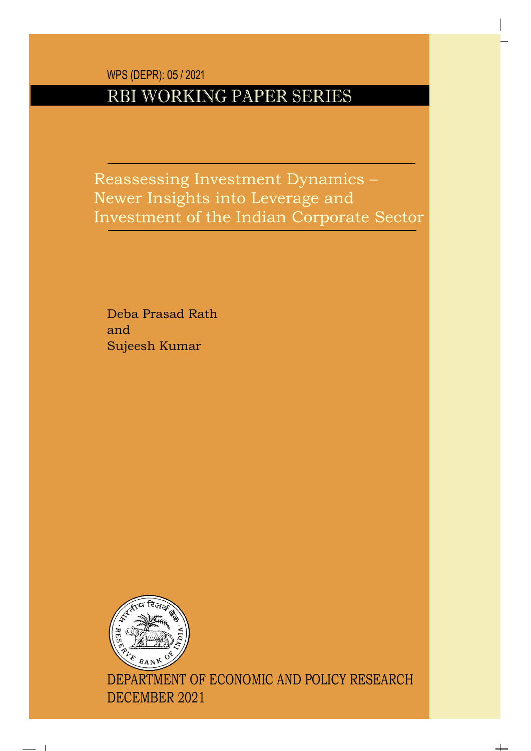WPS (DEPR): 05 / 2021

RBI WORKING PAPER SERIES

# Reassessing Investment Dynamics – Newer Insights into Leverage and Investment of the Indian Corporate Sector

Deba Prasad Rath
and
Sujeesh Kumar

DEPARTMENT OF ECONOMIC AND POLICY RESEARCH
DECEMBER 2021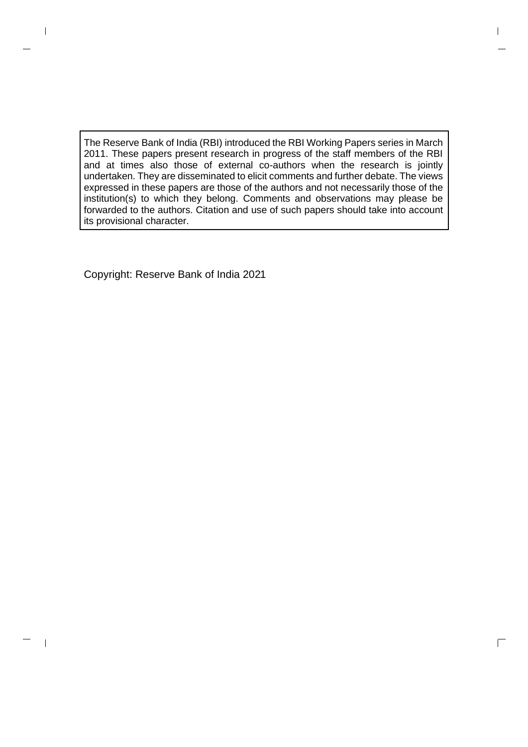The Reserve Bank of India (RBI) introduced the RBI Working Papers series in March 2011. These papers present research in progress of the staff members of the RBI and at times also those of external co-authors when the research is jointly undertaken. They are disseminated to elicit comments and further debate. The views expressed in these papers are those of the authors and not necessarily those of the institution(s) to which they belong. Comments and observations may please be forwarded to the authors. Citation and use of such papers should take into account its provisional character.

Copyright: Reserve Bank of India 2021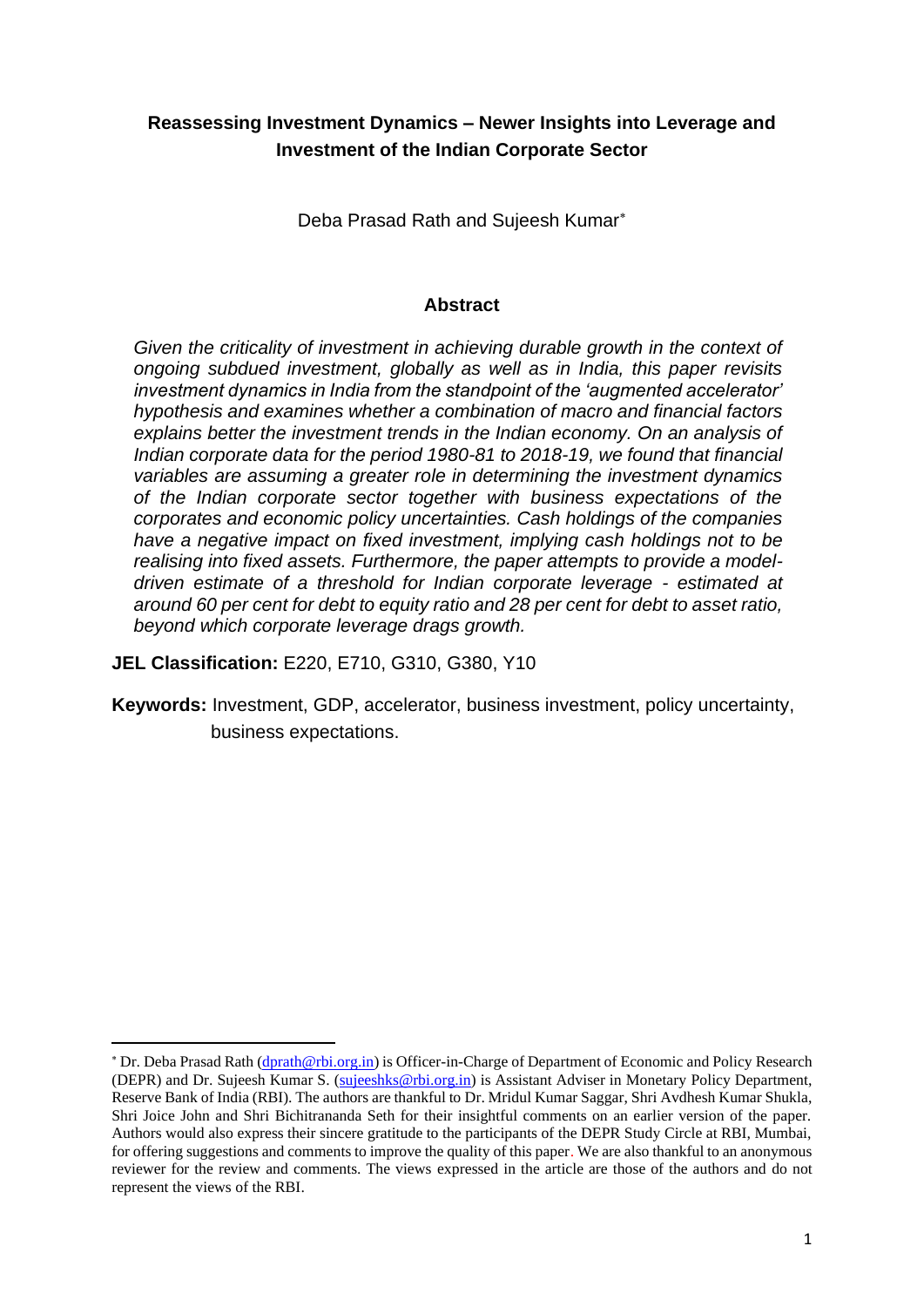# Reassessing Investment Dynamics – Newer Insights into Leverage and Investment of the Indian Corporate Sector

Deba Prasad Rath and Sujeesh Kumar*

## Abstract

*Given the criticality of investment in achieving durable growth in the context of ongoing subdued investment, globally as well as in India, this paper revisits investment dynamics in India from the standpoint of the 'augmented accelerator' hypothesis and examines whether a combination of macro and financial factors explains better the investment trends in the Indian economy. On an analysis of Indian corporate data for the period 1980-81 to 2018-19, we found that financial variables are assuming a greater role in determining the investment dynamics of the Indian corporate sector together with business expectations of the corporates and economic policy uncertainties. Cash holdings of the companies have a negative impact on fixed investment, implying cash holdings not to be realising into fixed assets. Furthermore, the paper attempts to provide a model-driven estimate of a threshold for Indian corporate leverage - estimated at around 60 per cent for debt to equity ratio and 28 per cent for debt to asset ratio, beyond which corporate leverage drags growth.*

**JEL Classification:** E220, E710, G310, G380, Y10

**Keywords:** Investment, GDP, accelerator, business investment, policy uncertainty, business expectations.

---

* Dr. Deba Prasad Rath (dprath@rbi.org.in) is Officer-in-Charge of Department of Economic and Policy Research (DEPR) and Dr. Sujeesh Kumar S. (sujeeshks@rbi.org.in) is Assistant Adviser in Monetary Policy Department, Reserve Bank of India (RBI). The authors are thankful to Dr. Mridul Kumar Saggar, Shri Avdhesh Kumar Shukla, Shri Joice John and Shri Bichitrananda Seth for their insightful comments on an earlier version of the paper. Authors would also express their sincere gratitude to the participants of the DEPR Study Circle at RBI, Mumbai, for offering suggestions and comments to improve the quality of this paper. We are also thankful to an anonymous reviewer for the review and comments. The views expressed in the article are those of the authors and do not represent the views of the RBI.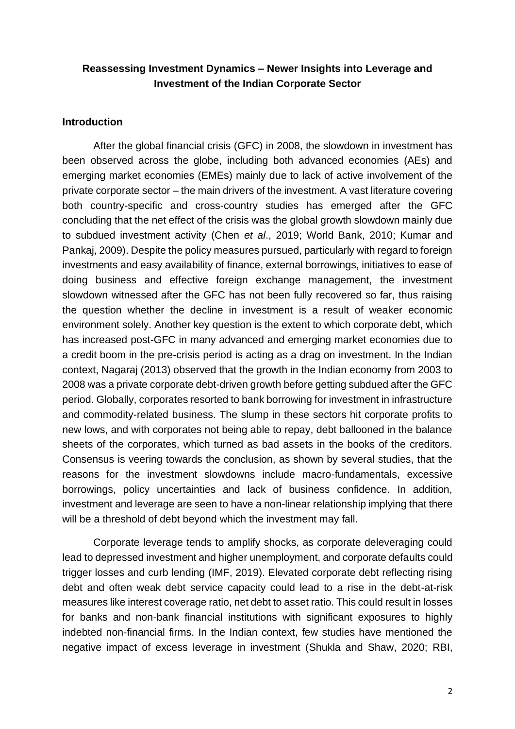## Reassessing Investment Dynamics – Newer Insights into Leverage and Investment of the Indian Corporate Sector

### Introduction

After the global financial crisis (GFC) in 2008, the slowdown in investment has been observed across the globe, including both advanced economies (AEs) and emerging market economies (EMEs) mainly due to lack of active involvement of the private corporate sector – the main drivers of the investment. A vast literature covering both country-specific and cross-country studies has emerged after the GFC concluding that the net effect of the crisis was the global growth slowdown mainly due to subdued investment activity (Chen *et al*., 2019; World Bank, 2010; Kumar and Pankaj, 2009). Despite the policy measures pursued, particularly with regard to foreign investments and easy availability of finance, external borrowings, initiatives to ease of doing business and effective foreign exchange management, the investment slowdown witnessed after the GFC has not been fully recovered so far, thus raising the question whether the decline in investment is a result of weaker economic environment solely. Another key question is the extent to which corporate debt, which has increased post-GFC in many advanced and emerging market economies due to a credit boom in the pre-crisis period is acting as a drag on investment. In the Indian context, Nagaraj (2013) observed that the growth in the Indian economy from 2003 to 2008 was a private corporate debt-driven growth before getting subdued after the GFC period. Globally, corporates resorted to bank borrowing for investment in infrastructure and commodity-related business. The slump in these sectors hit corporate profits to new lows, and with corporates not being able to repay, debt ballooned in the balance sheets of the corporates, which turned as bad assets in the books of the creditors. Consensus is veering towards the conclusion, as shown by several studies, that the reasons for the investment slowdowns include macro-fundamentals, excessive borrowings, policy uncertainties and lack of business confidence. In addition, investment and leverage are seen to have a non-linear relationship implying that there will be a threshold of debt beyond which the investment may fall.

Corporate leverage tends to amplify shocks, as corporate deleveraging could lead to depressed investment and higher unemployment, and corporate defaults could trigger losses and curb lending (IMF, 2019). Elevated corporate debt reflecting rising debt and often weak debt service capacity could lead to a rise in the debt-at-risk measures like interest coverage ratio, net debt to asset ratio. This could result in losses for banks and non-bank financial institutions with significant exposures to highly indebted non-financial firms. In the Indian context, few studies have mentioned the negative impact of excess leverage in investment (Shukla and Shaw, 2020; RBI,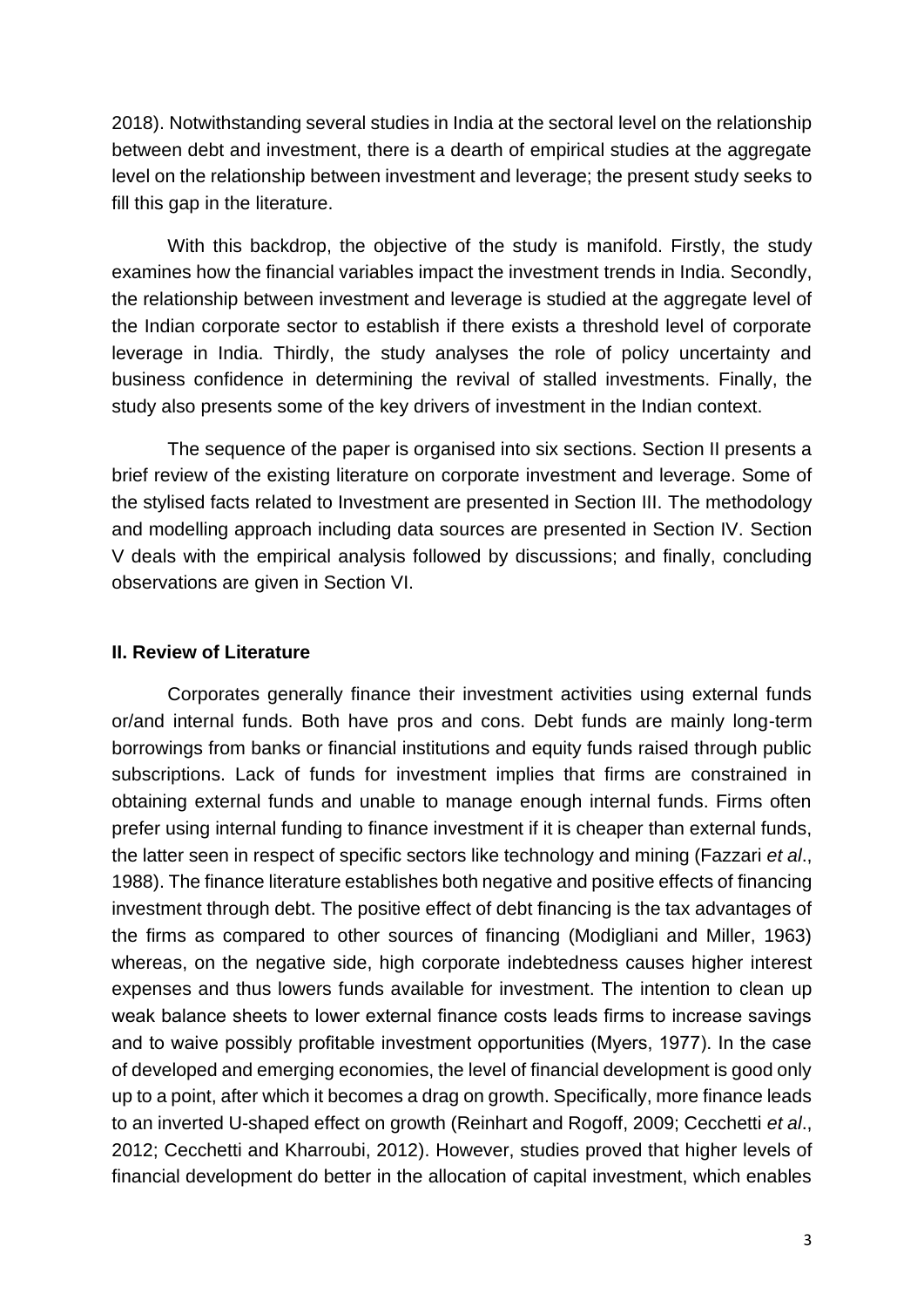2018). Notwithstanding several studies in India at the sectoral level on the relationship between debt and investment, there is a dearth of empirical studies at the aggregate level on the relationship between investment and leverage; the present study seeks to fill this gap in the literature.

With this backdrop, the objective of the study is manifold. Firstly, the study examines how the financial variables impact the investment trends in India. Secondly, the relationship between investment and leverage is studied at the aggregate level of the Indian corporate sector to establish if there exists a threshold level of corporate leverage in India. Thirdly, the study analyses the role of policy uncertainty and business confidence in determining the revival of stalled investments. Finally, the study also presents some of the key drivers of investment in the Indian context.

The sequence of the paper is organised into six sections. Section II presents a brief review of the existing literature on corporate investment and leverage. Some of the stylised facts related to Investment are presented in Section III. The methodology and modelling approach including data sources are presented in Section IV. Section V deals with the empirical analysis followed by discussions; and finally, concluding observations are given in Section VI.

## II. Review of Literature

Corporates generally finance their investment activities using external funds or/and internal funds. Both have pros and cons. Debt funds are mainly long-term borrowings from banks or financial institutions and equity funds raised through public subscriptions. Lack of funds for investment implies that firms are constrained in obtaining external funds and unable to manage enough internal funds. Firms often prefer using internal funding to finance investment if it is cheaper than external funds, the latter seen in respect of specific sectors like technology and mining (Fazzari *et al*., 1988). The finance literature establishes both negative and positive effects of financing investment through debt. The positive effect of debt financing is the tax advantages of the firms as compared to other sources of financing (Modigliani and Miller, 1963) whereas, on the negative side, high corporate indebtedness causes higher interest expenses and thus lowers funds available for investment. The intention to clean up weak balance sheets to lower external finance costs leads firms to increase savings and to waive possibly profitable investment opportunities (Myers, 1977). In the case of developed and emerging economies, the level of financial development is good only up to a point, after which it becomes a drag on growth. Specifically, more finance leads to an inverted U-shaped effect on growth (Reinhart and Rogoff, 2009; Cecchetti *et al*., 2012; Cecchetti and Kharroubi, 2012). However, studies proved that higher levels of financial development do better in the allocation of capital investment, which enables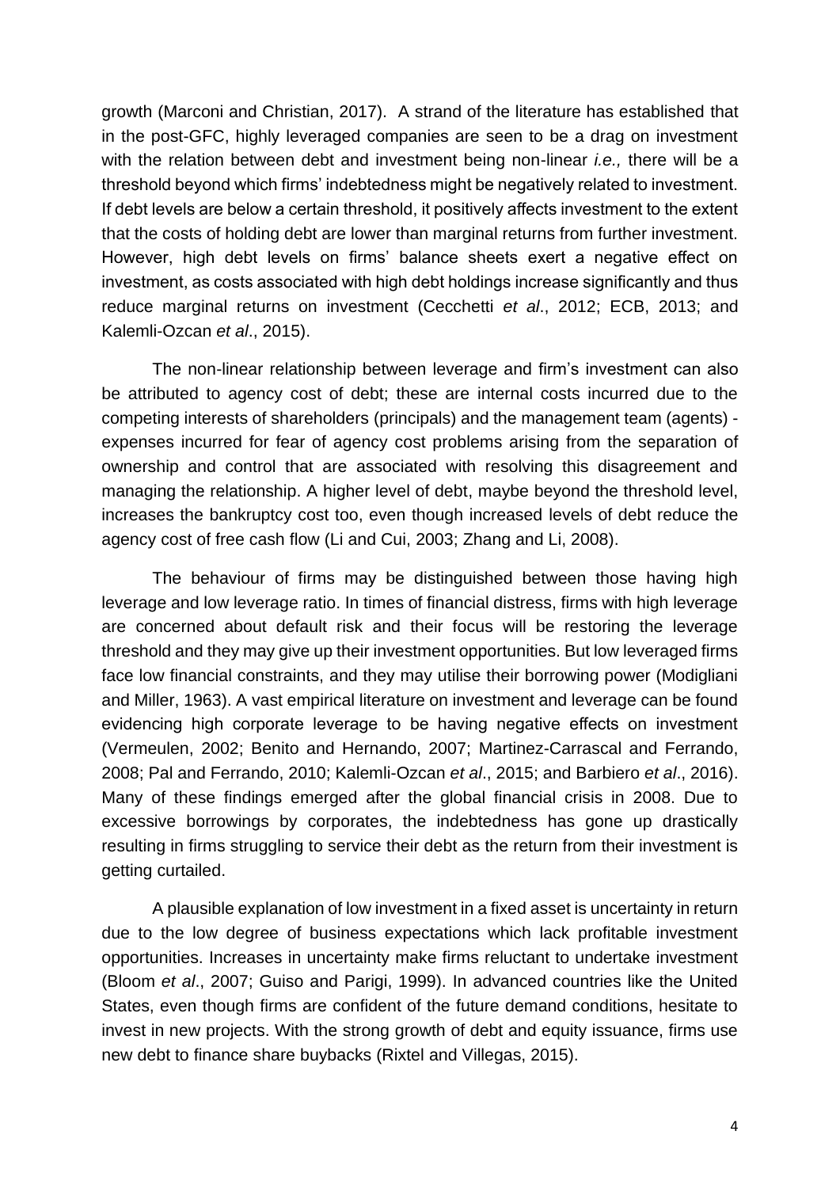growth (Marconi and Christian, 2017). A strand of the literature has established that in the post-GFC, highly leveraged companies are seen to be a drag on investment with the relation between debt and investment being non-linear *i.e.,* there will be a threshold beyond which firms' indebtedness might be negatively related to investment. If debt levels are below a certain threshold, it positively affects investment to the extent that the costs of holding debt are lower than marginal returns from further investment. However, high debt levels on firms' balance sheets exert a negative effect on investment, as costs associated with high debt holdings increase significantly and thus reduce marginal returns on investment (Cecchetti *et al*., 2012; ECB, 2013; and Kalemli-Ozcan *et al*., 2015).

The non-linear relationship between leverage and firm's investment can also be attributed to agency cost of debt; these are internal costs incurred due to the competing interests of shareholders (principals) and the management team (agents) - expenses incurred for fear of agency cost problems arising from the separation of ownership and control that are associated with resolving this disagreement and managing the relationship. A higher level of debt, maybe beyond the threshold level, increases the bankruptcy cost too, even though increased levels of debt reduce the agency cost of free cash flow (Li and Cui, 2003; Zhang and Li, 2008).

The behaviour of firms may be distinguished between those having high leverage and low leverage ratio. In times of financial distress, firms with high leverage are concerned about default risk and their focus will be restoring the leverage threshold and they may give up their investment opportunities. But low leveraged firms face low financial constraints, and they may utilise their borrowing power (Modigliani and Miller, 1963). A vast empirical literature on investment and leverage can be found evidencing high corporate leverage to be having negative effects on investment (Vermeulen, 2002; Benito and Hernando, 2007; Martinez-Carrascal and Ferrando, 2008; Pal and Ferrando, 2010; Kalemli-Ozcan *et al*., 2015; and Barbiero *et al*., 2016). Many of these findings emerged after the global financial crisis in 2008. Due to excessive borrowings by corporates, the indebtedness has gone up drastically resulting in firms struggling to service their debt as the return from their investment is getting curtailed.

A plausible explanation of low investment in a fixed asset is uncertainty in return due to the low degree of business expectations which lack profitable investment opportunities. Increases in uncertainty make firms reluctant to undertake investment (Bloom *et al*., 2007; Guiso and Parigi, 1999). In advanced countries like the United States, even though firms are confident of the future demand conditions, hesitate to invest in new projects. With the strong growth of debt and equity issuance, firms use new debt to finance share buybacks (Rixtel and Villegas, 2015).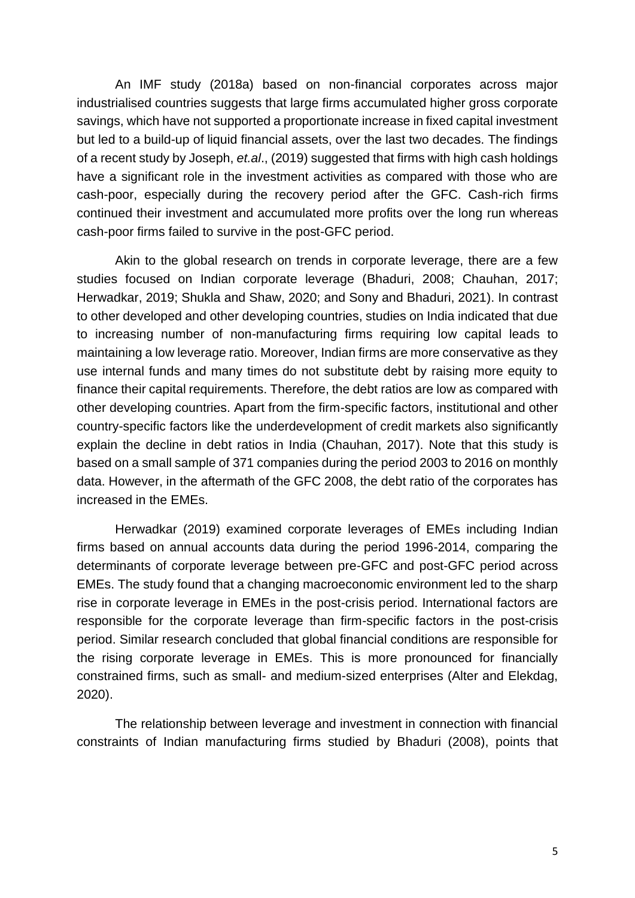An IMF study (2018a) based on non-financial corporates across major industrialised countries suggests that large firms accumulated higher gross corporate savings, which have not supported a proportionate increase in fixed capital investment but led to a build-up of liquid financial assets, over the last two decades. The findings of a recent study by Joseph, *et.al*., (2019) suggested that firms with high cash holdings have a significant role in the investment activities as compared with those who are cash-poor, especially during the recovery period after the GFC. Cash-rich firms continued their investment and accumulated more profits over the long run whereas cash-poor firms failed to survive in the post-GFC period.

Akin to the global research on trends in corporate leverage, there are a few studies focused on Indian corporate leverage (Bhaduri, 2008; Chauhan, 2017; Herwadkar, 2019; Shukla and Shaw, 2020; and Sony and Bhaduri, 2021). In contrast to other developed and other developing countries, studies on India indicated that due to increasing number of non-manufacturing firms requiring low capital leads to maintaining a low leverage ratio. Moreover, Indian firms are more conservative as they use internal funds and many times do not substitute debt by raising more equity to finance their capital requirements. Therefore, the debt ratios are low as compared with other developing countries. Apart from the firm-specific factors, institutional and other country-specific factors like the underdevelopment of credit markets also significantly explain the decline in debt ratios in India (Chauhan, 2017). Note that this study is based on a small sample of 371 companies during the period 2003 to 2016 on monthly data. However, in the aftermath of the GFC 2008, the debt ratio of the corporates has increased in the EMEs.

Herwadkar (2019) examined corporate leverages of EMEs including Indian firms based on annual accounts data during the period 1996-2014, comparing the determinants of corporate leverage between pre-GFC and post-GFC period across EMEs. The study found that a changing macroeconomic environment led to the sharp rise in corporate leverage in EMEs in the post-crisis period. International factors are responsible for the corporate leverage than firm-specific factors in the post-crisis period. Similar research concluded that global financial conditions are responsible for the rising corporate leverage in EMEs. This is more pronounced for financially constrained firms, such as small- and medium-sized enterprises (Alter and Elekdag, 2020).

The relationship between leverage and investment in connection with financial constraints of Indian manufacturing firms studied by Bhaduri (2008), points that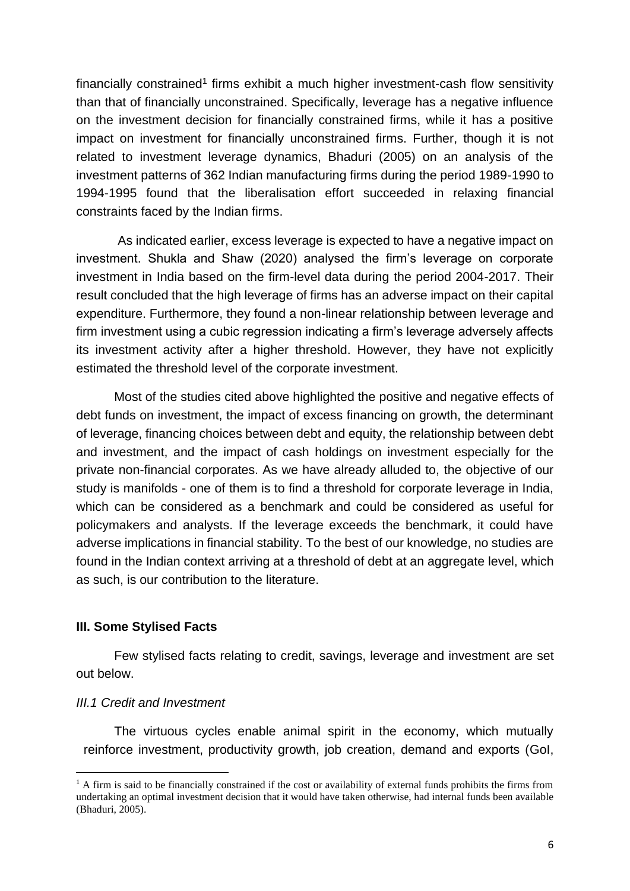financially constrained[1] firms exhibit a much higher investment-cash flow sensitivity than that of financially unconstrained. Specifically, leverage has a negative influence on the investment decision for financially constrained firms, while it has a positive impact on investment for financially unconstrained firms. Further, though it is not related to investment leverage dynamics, Bhaduri (2005) on an analysis of the investment patterns of 362 Indian manufacturing firms during the period 1989-1990 to 1994-1995 found that the liberalisation effort succeeded in relaxing financial constraints faced by the Indian firms.

As indicated earlier, excess leverage is expected to have a negative impact on investment. Shukla and Shaw (2020) analysed the firm's leverage on corporate investment in India based on the firm-level data during the period 2004-2017. Their result concluded that the high leverage of firms has an adverse impact on their capital expenditure. Furthermore, they found a non-linear relationship between leverage and firm investment using a cubic regression indicating a firm's leverage adversely affects its investment activity after a higher threshold. However, they have not explicitly estimated the threshold level of the corporate investment.

Most of the studies cited above highlighted the positive and negative effects of debt funds on investment, the impact of excess financing on growth, the determinant of leverage, financing choices between debt and equity, the relationship between debt and investment, and the impact of cash holdings on investment especially for the private non-financial corporates. As we have already alluded to, the objective of our study is manifolds - one of them is to find a threshold for corporate leverage in India, which can be considered as a benchmark and could be considered as useful for policymakers and analysts. If the leverage exceeds the benchmark, it could have adverse implications in financial stability. To the best of our knowledge, no studies are found in the Indian context arriving at a threshold of debt at an aggregate level, which as such, is our contribution to the literature.

## III. Some Stylised Facts

Few stylised facts relating to credit, savings, leverage and investment are set out below.

### *III.1 Credit and Investment*

The virtuous cycles enable animal spirit in the economy, which mutually reinforce investment, productivity growth, job creation, demand and exports (GoI,

[1] A firm is said to be financially constrained if the cost or availability of external funds prohibits the firms from undertaking an optimal investment decision that it would have taken otherwise, had internal funds been available (Bhaduri, 2005).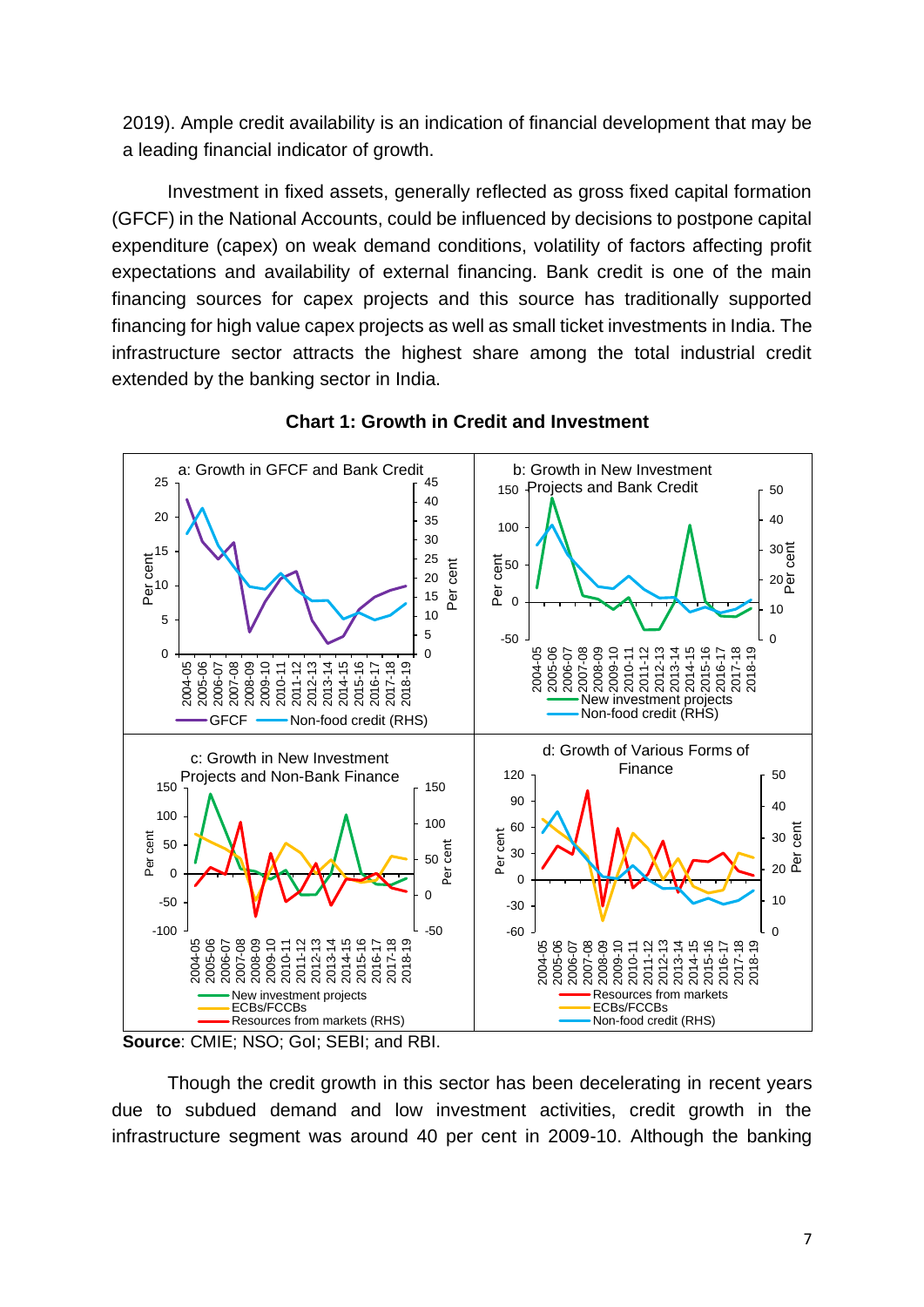2019). Ample credit availability is an indication of financial development that may be a leading financial indicator of growth.

Investment in fixed assets, generally reflected as gross fixed capital formation (GFCF) in the National Accounts, could be influenced by decisions to postpone capital expenditure (capex) on weak demand conditions, volatility of factors affecting profit expectations and availability of external financing. Bank credit is one of the main financing sources for capex projects and this source has traditionally supported financing for high value capex projects as well as small ticket investments in India. The infrastructure sector attracts the highest share among the total industrial credit extended by the banking sector in India.

**Chart 1: Growth in Credit and Investment**

**Source**: CMIE; NSO; GoI; SEBI; and RBI.

Though the credit growth in this sector has been decelerating in recent years due to subdued demand and low investment activities, credit growth in the infrastructure segment was around 40 per cent in 2009-10. Although the banking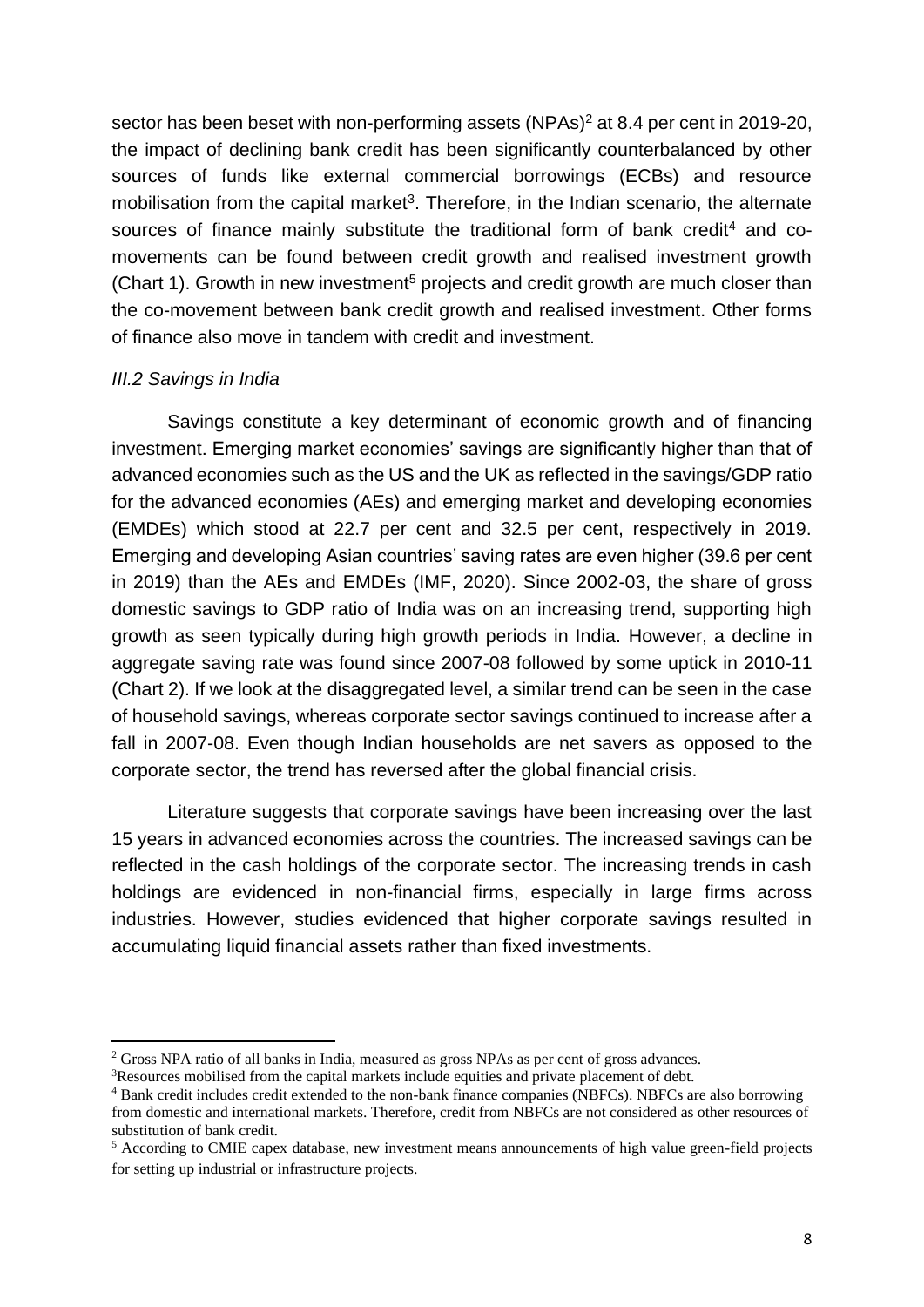sector has been beset with non-performing assets (NPAs)[2] at 8.4 per cent in 2019-20, the impact of declining bank credit has been significantly counterbalanced by other sources of funds like external commercial borrowings (ECBs) and resource mobilisation from the capital market[3]. Therefore, in the Indian scenario, the alternate sources of finance mainly substitute the traditional form of bank credit[4] and co-movements can be found between credit growth and realised investment growth (Chart 1). Growth in new investment[5] projects and credit growth are much closer than the co-movement between bank credit growth and realised investment. Other forms of finance also move in tandem with credit and investment.

*III.2 Savings in India*

Savings constitute a key determinant of economic growth and of financing investment. Emerging market economies' savings are significantly higher than that of advanced economies such as the US and the UK as reflected in the savings/GDP ratio for the advanced economies (AEs) and emerging market and developing economies (EMDEs) which stood at 22.7 per cent and 32.5 per cent, respectively in 2019. Emerging and developing Asian countries' saving rates are even higher (39.6 per cent in 2019) than the AEs and EMDEs (IMF, 2020). Since 2002-03, the share of gross domestic savings to GDP ratio of India was on an increasing trend, supporting high growth as seen typically during high growth periods in India. However, a decline in aggregate saving rate was found since 2007-08 followed by some uptick in 2010-11 (Chart 2). If we look at the disaggregated level, a similar trend can be seen in the case of household savings, whereas corporate sector savings continued to increase after a fall in 2007-08. Even though Indian households are net savers as opposed to the corporate sector, the trend has reversed after the global financial crisis.

Literature suggests that corporate savings have been increasing over the last 15 years in advanced economies across the countries. The increased savings can be reflected in the cash holdings of the corporate sector. The increasing trends in cash holdings are evidenced in non-financial firms, especially in large firms across industries. However, studies evidenced that higher corporate savings resulted in accumulating liquid financial assets rather than fixed investments.

---

[2] Gross NPA ratio of all banks in India, measured as gross NPAs as per cent of gross advances.

[3] Resources mobilised from the capital markets include equities and private placement of debt.

[4] Bank credit includes credit extended to the non-bank finance companies (NBFCs). NBFCs are also borrowing from domestic and international markets. Therefore, credit from NBFCs are not considered as other resources of substitution of bank credit.

[5] According to CMIE capex database, new investment means announcements of high value green-field projects for setting up industrial or infrastructure projects.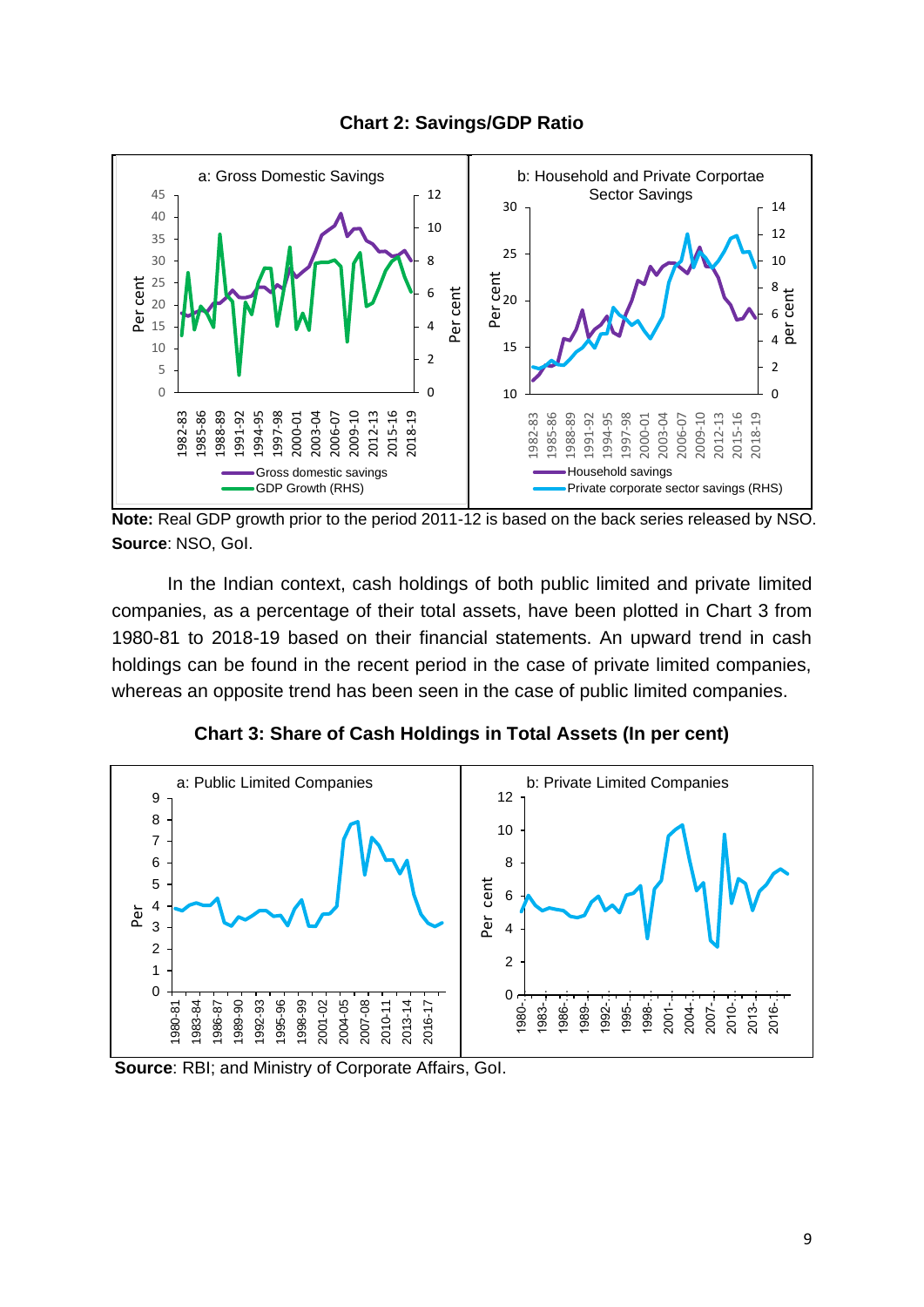**Chart 2: Savings/GDP Ratio**

**Note:** Real GDP growth prior to the period 2011-12 is based on the back series released by NSO.
**Source**: NSO, GoI.

In the Indian context, cash holdings of both public limited and private limited companies, as a percentage of their total assets, have been plotted in Chart 3 from 1980-81 to 2018-19 based on their financial statements. An upward trend in cash holdings can be found in the recent period in the case of private limited companies, whereas an opposite trend has been seen in the case of public limited companies.

**Chart 3: Share of Cash Holdings in Total Assets (In per cent)**

**Source**: RBI; and Ministry of Corporate Affairs, GoI.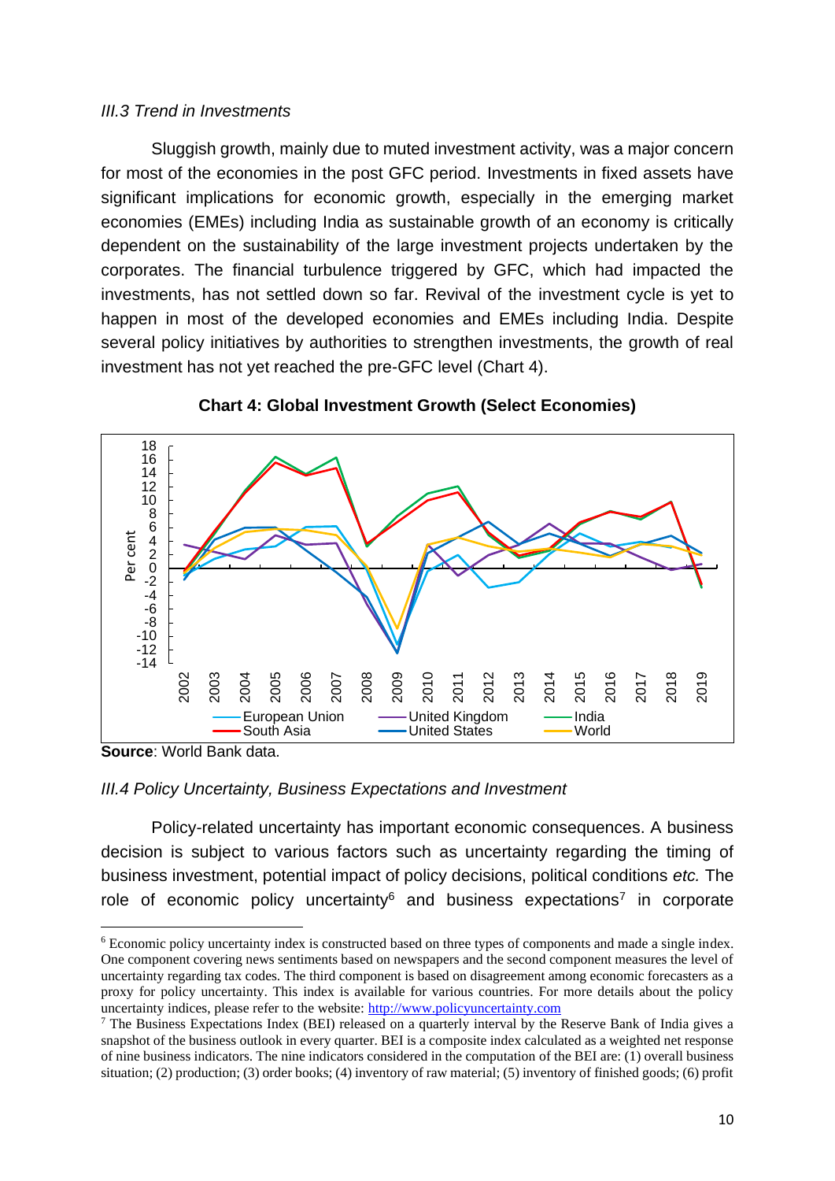*III.3 Trend in Investments*

Sluggish growth, mainly due to muted investment activity, was a major concern for most of the economies in the post GFC period. Investments in fixed assets have significant implications for economic growth, especially in the emerging market economies (EMEs) including India as sustainable growth of an economy is critically dependent on the sustainability of the large investment projects undertaken by the corporates. The financial turbulence triggered by GFC, which had impacted the investments, has not settled down so far. Revival of the investment cycle is yet to happen in most of the developed economies and EMEs including India. Despite several policy initiatives by authorities to strengthen investments, the growth of real investment has not yet reached the pre-GFC level (Chart 4).

**Chart 4: Global Investment Growth (Select Economies)**

**Source**: World Bank data.

*III.4 Policy Uncertainty, Business Expectations and Investment*

Policy-related uncertainty has important economic consequences. A business decision is subject to various factors such as uncertainty regarding the timing of business investment, potential impact of policy decisions, political conditions *etc.* The role of economic policy uncertainty[6] and business expectations[7] in corporate

---

[6] Economic policy uncertainty index is constructed based on three types of components and made a single index. One component covering news sentiments based on newspapers and the second component measures the level of uncertainty regarding tax codes. The third component is based on disagreement among economic forecasters as a proxy for policy uncertainty. This index is available for various countries. For more details about the policy uncertainty indices, please refer to the website: http://www.policyuncertainty.com

[7] The Business Expectations Index (BEI) released on a quarterly interval by the Reserve Bank of India gives a snapshot of the business outlook in every quarter. BEI is a composite index calculated as a weighted net response of nine business indicators. The nine indicators considered in the computation of the BEI are: (1) overall business situation; (2) production; (3) order books; (4) inventory of raw material; (5) inventory of finished goods; (6) profit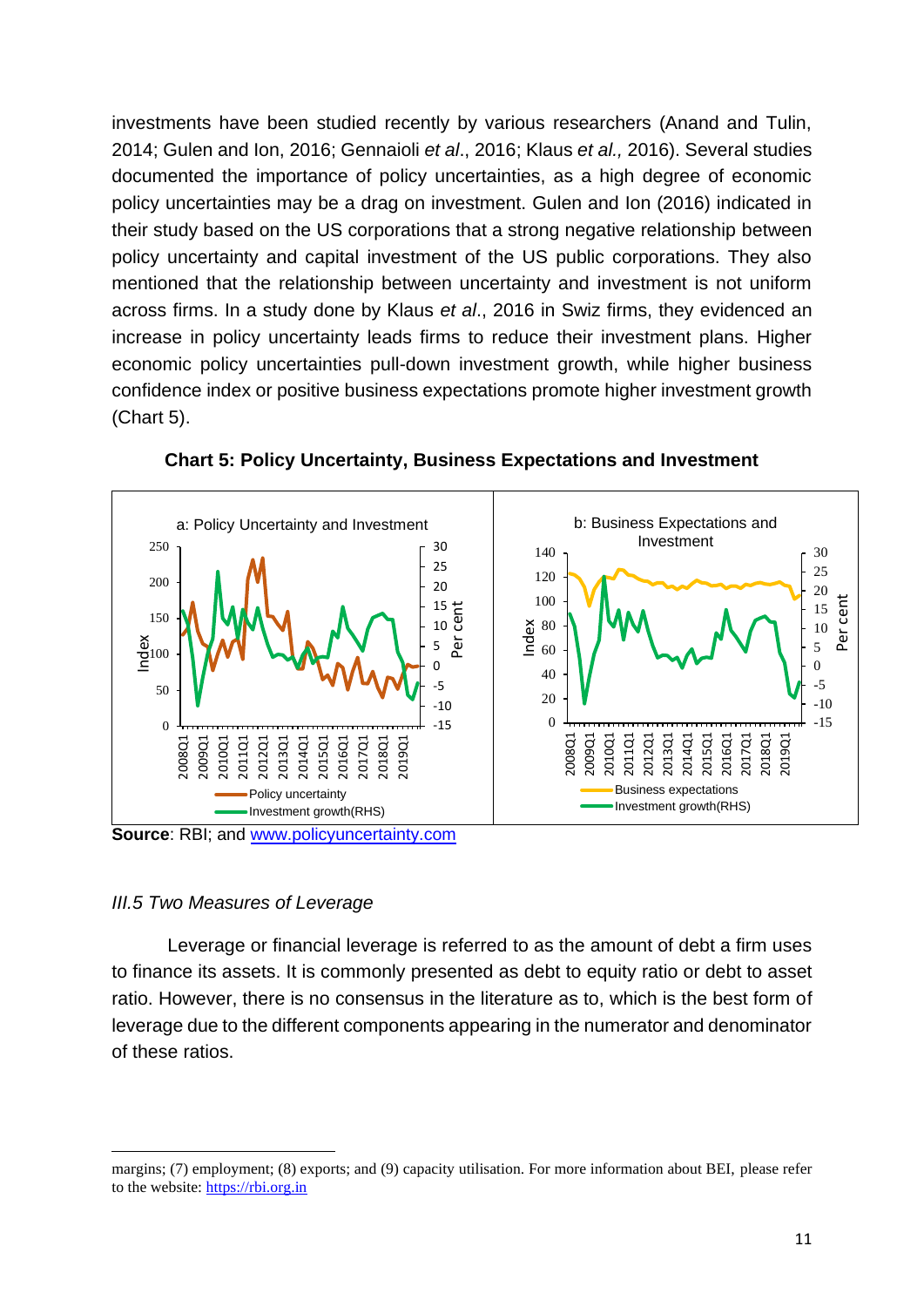investments have been studied recently by various researchers (Anand and Tulin, 2014; Gulen and Ion, 2016; Gennaioli *et al*., 2016; Klaus *et al.,* 2016). Several studies documented the importance of policy uncertainties, as a high degree of economic policy uncertainties may be a drag on investment. Gulen and Ion (2016) indicated in their study based on the US corporations that a strong negative relationship between policy uncertainty and capital investment of the US public corporations. They also mentioned that the relationship between uncertainty and investment is not uniform across firms. In a study done by Klaus *et al*., 2016 in Swiz firms, they evidenced an increase in policy uncertainty leads firms to reduce their investment plans. Higher economic policy uncertainties pull-down investment growth, while higher business confidence index or positive business expectations promote higher investment growth (Chart 5).

**Chart 5: Policy Uncertainty, Business Expectations and Investment**

**Source**: RBI; and www.policyuncertainty.com

### *III.5 Two Measures of Leverage*

Leverage or financial leverage is referred to as the amount of debt a firm uses to finance its assets. It is commonly presented as debt to equity ratio or debt to asset ratio. However, there is no consensus in the literature as to, which is the best form of leverage due to the different components appearing in the numerator and denominator of these ratios.

---

margins; (7) employment; (8) exports; and (9) capacity utilisation. For more information about BEI, please refer to the website: https://rbi.org.in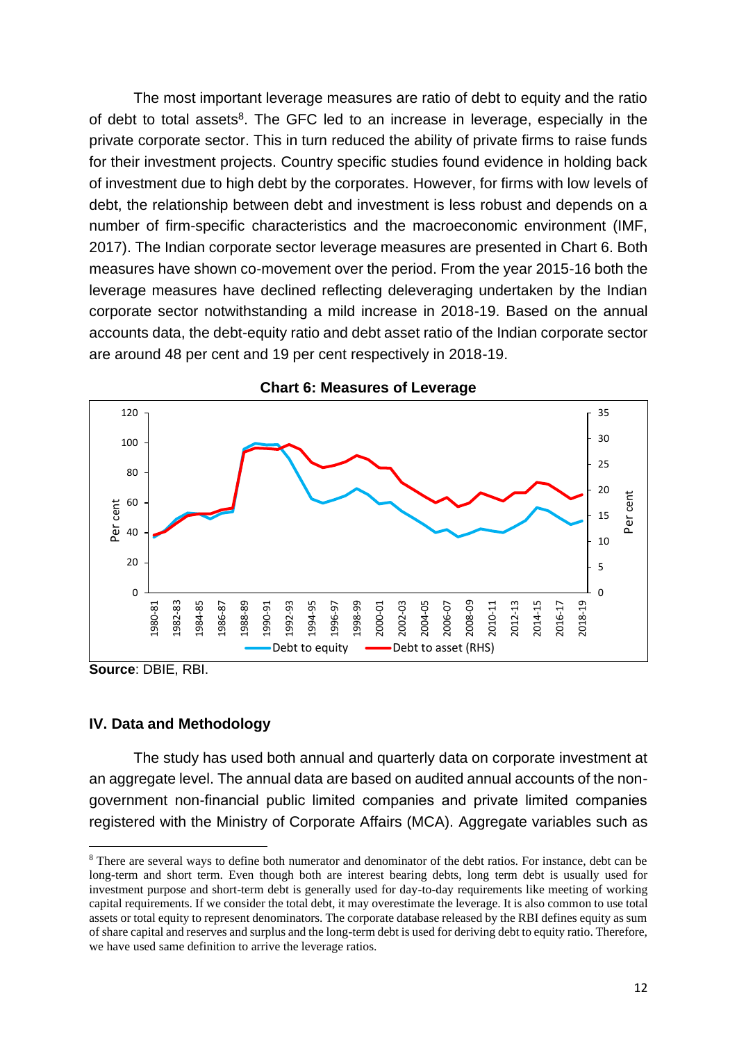The most important leverage measures are ratio of debt to equity and the ratio of debt to total assets[8]. The GFC led to an increase in leverage, especially in the private corporate sector. This in turn reduced the ability of private firms to raise funds for their investment projects. Country specific studies found evidence in holding back of investment due to high debt by the corporates. However, for firms with low levels of debt, the relationship between debt and investment is less robust and depends on a number of firm-specific characteristics and the macroeconomic environment (IMF, 2017). The Indian corporate sector leverage measures are presented in Chart 6. Both measures have shown co-movement over the period. From the year 2015-16 both the leverage measures have declined reflecting deleveraging undertaken by the Indian corporate sector notwithstanding a mild increase in 2018-19. Based on the annual accounts data, the debt-equity ratio and debt asset ratio of the Indian corporate sector are around 48 per cent and 19 per cent respectively in 2018-19.

**Chart 6: Measures of Leverage**

**Source**: DBIE, RBI.

### IV. Data and Methodology

The study has used both annual and quarterly data on corporate investment at an aggregate level. The annual data are based on audited annual accounts of the non-government non-financial public limited companies and private limited companies registered with the Ministry of Corporate Affairs (MCA). Aggregate variables such as

---

[8] There are several ways to define both numerator and denominator of the debt ratios. For instance, debt can be long-term and short term. Even though both are interest bearing debts, long term debt is usually used for investment purpose and short-term debt is generally used for day-to-day requirements like meeting of working capital requirements. If we consider the total debt, it may overestimate the leverage. It is also common to use total assets or total equity to represent denominators. The corporate database released by the RBI defines equity as sum of share capital and reserves and surplus and the long-term debt is used for deriving debt to equity ratio. Therefore, we have used same definition to arrive the leverage ratios.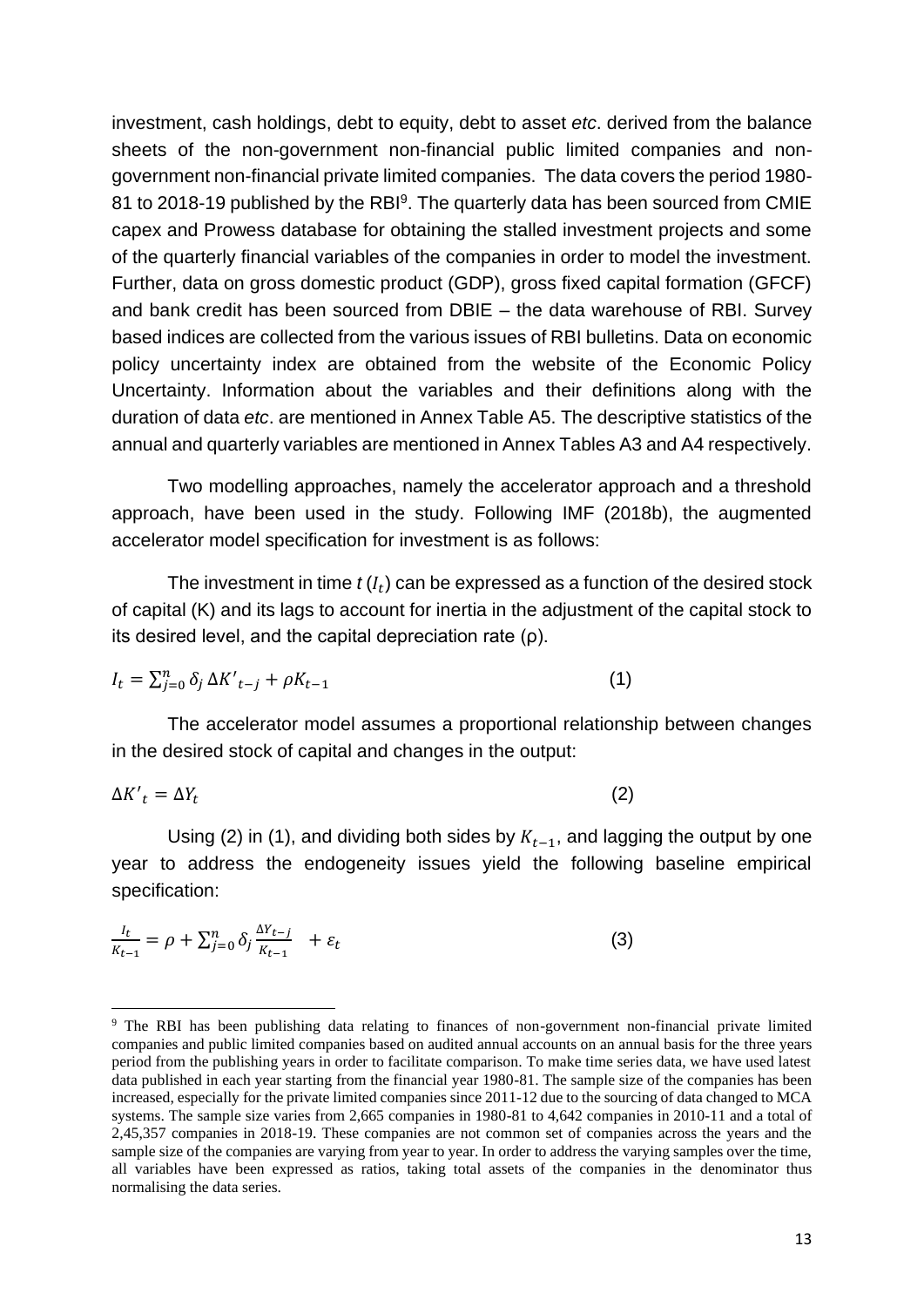investment, cash holdings, debt to equity, debt to asset *etc*. derived from the balance sheets of the non-government non-financial public limited companies and non-government non-financial private limited companies. The data covers the period 1980-81 to 2018-19 published by the RBI[9]. The quarterly data has been sourced from CMIE capex and Prowess database for obtaining the stalled investment projects and some of the quarterly financial variables of the companies in order to model the investment. Further, data on gross domestic product (GDP), gross fixed capital formation (GFCF) and bank credit has been sourced from DBIE – the data warehouse of RBI. Survey based indices are collected from the various issues of RBI bulletins. Data on economic policy uncertainty index are obtained from the website of the Economic Policy Uncertainty. Information about the variables and their definitions along with the duration of data *etc*. are mentioned in Annex Table A5. The descriptive statistics of the annual and quarterly variables are mentioned in Annex Tables A3 and A4 respectively.

Two modelling approaches, namely the accelerator approach and a threshold approach, have been used in the study. Following IMF (2018b), the augmented accelerator model specification for investment is as follows:

The investment in time *t* ($I_t$) can be expressed as a function of the desired stock of capital (K) and its lags to account for inertia in the adjustment of the capital stock to its desired level, and the capital depreciation rate (ρ).

$$I_t = \sum_{j=0}^{n} \delta_j \, \Delta K'_{t-j} + \rho K_{t-1} \qquad (1)$$

The accelerator model assumes a proportional relationship between changes in the desired stock of capital and changes in the output:

$$\Delta K'_t = \Delta Y_t \qquad (2)$$

Using (2) in (1), and dividing both sides by $K_{t-1}$, and lagging the output by one year to address the endogeneity issues yield the following baseline empirical specification:

$$\frac{I_t}{K_{t-1}} = \rho + \sum_{j=0}^{n} \delta_j \frac{\Delta Y_{t-j}}{K_{t-1}} + \varepsilon_t \qquad (3)$$

[9] The RBI has been publishing data relating to finances of non-government non-financial private limited companies and public limited companies based on audited annual accounts on an annual basis for the three years period from the publishing years in order to facilitate comparison. To make time series data, we have used latest data published in each year starting from the financial year 1980-81. The sample size of the companies has been increased, especially for the private limited companies since 2011-12 due to the sourcing of data changed to MCA systems. The sample size varies from 2,665 companies in 1980-81 to 4,642 companies in 2010-11 and a total of 2,45,357 companies in 2018-19. These companies are not common set of companies across the years and the sample size of the companies are varying from year to year. In order to address the varying samples over the time, all variables have been expressed as ratios, taking total assets of the companies in the denominator thus normalising the data series.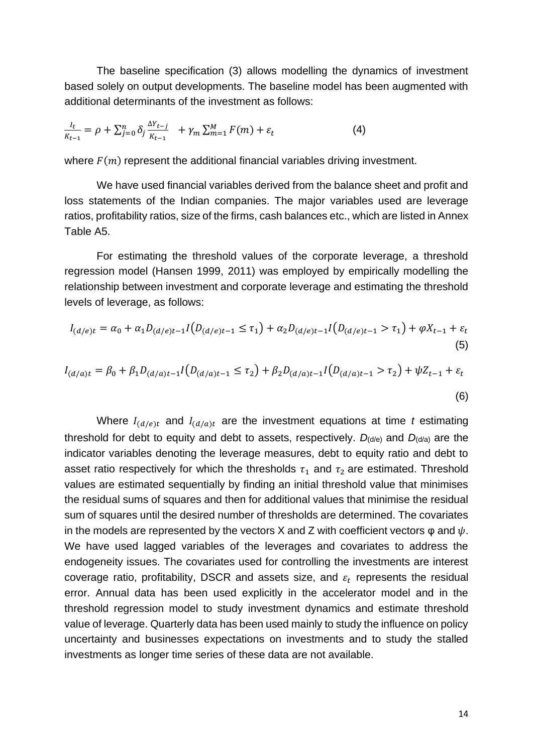The baseline specification (3) allows modelling the dynamics of investment based solely on output developments. The baseline model has been augmented with additional determinants of the investment as follows:

$$\frac{I_t}{K_{t-1}} = \rho + \sum_{j=0}^{n} \delta_j \frac{\Delta Y_{t-j}}{K_{t-1}} + \gamma_m \sum_{m=1}^{M} F(m) + \varepsilon_t \qquad (4)$$

where $F(m)$ represent the additional financial variables driving investment.

We have used financial variables derived from the balance sheet and profit and loss statements of the Indian companies. The major variables used are leverage ratios, profitability ratios, size of the firms, cash balances etc., which are listed in Annex Table A5.

For estimating the threshold values of the corporate leverage, a threshold regression model (Hansen 1999, 2011) was employed by empirically modelling the relationship between investment and corporate leverage and estimating the threshold levels of leverage, as follows:

$$I_{(d/e)t} = \alpha_0 + \alpha_1 D_{(d/e)t-1} I\left(D_{(d/e)t-1} \le \tau_1\right) + \alpha_2 D_{(d/e)t-1} I\left(D_{(d/e)t-1} > \tau_1\right) + \varphi X_{t-1} + \varepsilon_t \qquad (5)$$

$$I_{(d/a)t} = \beta_0 + \beta_1 D_{(d/a)t-1} I\left(D_{(d/a)t-1} \le \tau_2\right) + \beta_2 D_{(d/a)t-1} I\left(D_{(d/a)t-1} > \tau_2\right) + \psi Z_{t-1} + \varepsilon_t \qquad (6)$$

Where $I_{(d/e)t}$ and $I_{(d/a)t}$ are the investment equations at time $t$ estimating threshold for debt to equity and debt to assets, respectively. $D_{(d/e)}$ and $D_{(d/a)}$ are the indicator variables denoting the leverage measures, debt to equity ratio and debt to asset ratio respectively for which the thresholds $\tau_1$ and $\tau_2$ are estimated. Threshold values are estimated sequentially by finding an initial threshold value that minimises the residual sums of squares and then for additional values that minimise the residual sum of squares until the desired number of thresholds are determined. The covariates in the models are represented by the vectors X and Z with coefficient vectors φ and $\psi$. We have used lagged variables of the leverages and covariates to address the endogeneity issues. The covariates used for controlling the investments are interest coverage ratio, profitability, DSCR and assets size, and $\varepsilon_t$ represents the residual error. Annual data has been used explicitly in the accelerator model and in the threshold regression model to study investment dynamics and estimate threshold value of leverage. Quarterly data has been used mainly to study the influence on policy uncertainty and businesses expectations on investments and to study the stalled investments as longer time series of these data are not available.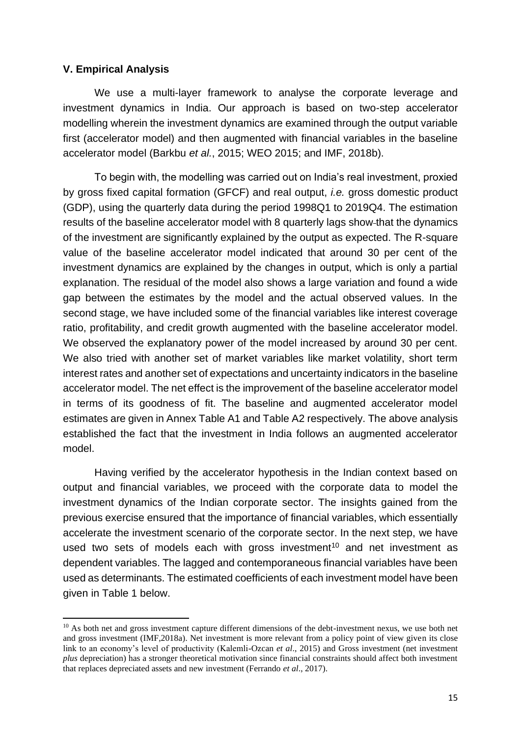### V. Empirical Analysis

We use a multi-layer framework to analyse the corporate leverage and investment dynamics in India. Our approach is based on two-step accelerator modelling wherein the investment dynamics are examined through the output variable first (accelerator model) and then augmented with financial variables in the baseline accelerator model (Barkbu *et al.*, 2015; WEO 2015; and IMF, 2018b).

To begin with, the modelling was carried out on India's real investment, proxied by gross fixed capital formation (GFCF) and real output, *i.e.* gross domestic product (GDP), using the quarterly data during the period 1998Q1 to 2019Q4. The estimation results of the baseline accelerator model with 8 quarterly lags show that the dynamics of the investment are significantly explained by the output as expected. The R-square value of the baseline accelerator model indicated that around 30 per cent of the investment dynamics are explained by the changes in output, which is only a partial explanation. The residual of the model also shows a large variation and found a wide gap between the estimates by the model and the actual observed values. In the second stage, we have included some of the financial variables like interest coverage ratio, profitability, and credit growth augmented with the baseline accelerator model. We observed the explanatory power of the model increased by around 30 per cent. We also tried with another set of market variables like market volatility, short term interest rates and another set of expectations and uncertainty indicators in the baseline accelerator model. The net effect is the improvement of the baseline accelerator model in terms of its goodness of fit. The baseline and augmented accelerator model estimates are given in Annex Table A1 and Table A2 respectively. The above analysis established the fact that the investment in India follows an augmented accelerator model.

Having verified by the accelerator hypothesis in the Indian context based on output and financial variables, we proceed with the corporate data to model the investment dynamics of the Indian corporate sector. The insights gained from the previous exercise ensured that the importance of financial variables, which essentially accelerate the investment scenario of the corporate sector. In the next step, we have used two sets of models each with gross investment[10] and net investment as dependent variables. The lagged and contemporaneous financial variables have been used as determinants. The estimated coefficients of each investment model have been given in Table 1 below.

---

[10] As both net and gross investment capture different dimensions of the debt-investment nexus, we use both net and gross investment (IMF,2018a). Net investment is more relevant from a policy point of view given its close link to an economy's level of productivity (Kalemli-Ozcan *et al*., 2015) and Gross investment (net investment *plus* depreciation) has a stronger theoretical motivation since financial constraints should affect both investment that replaces depreciated assets and new investment (Ferrando *et al*., 2017).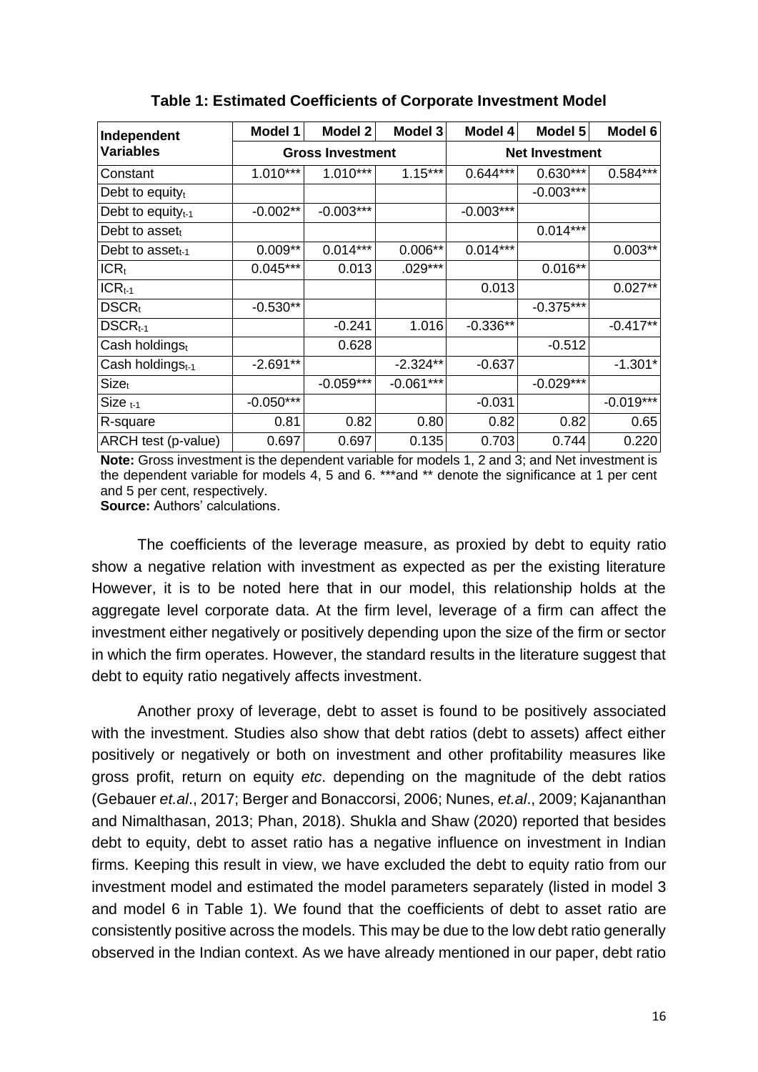**Table 1: Estimated Coefficients of Corporate Investment Model**

| Independent Variables | Model 1 | Model 2 | Model 3 | Model 4 | Model 5 | Model 6 |
|---|---|---|---|---|---|---|
| | Gross Investment | | | Net Investment | | |
| Constant | 1.010*** | 1.010*** | 1.15*** | 0.644*** | 0.630*** | 0.584*** |
| Debt to equity$_t$ | | | | | -0.003*** | |
| Debt to equity$_{t-1}$ | -0.002** | -0.003*** | | -0.003*** | | |
| Debt to asset$_t$ | | | | | 0.014*** | |
| Debt to asset$_{t-1}$ | 0.009** | 0.014*** | 0.006** | 0.014*** | | 0.003** |
| ICR$_t$ | 0.045*** | 0.013 | .029*** | | 0.016** | |
| ICR$_{t-1}$ | | | | 0.013 | | 0.027** |
| DSCR$_t$ | -0.530** | | | | -0.375*** | |
| DSCR$_{t-1}$ | | -0.241 | 1.016 | -0.336** | | -0.417** |
| Cash holdings$_t$ | | 0.628 | | | -0.512 | |
| Cash holdings$_{t-1}$ | -2.691** | | -2.324** | -0.637 | | -1.301* |
| Size$_t$ | | -0.059*** | -0.061*** | | -0.029*** | |
| Size $_{t-1}$ | -0.050*** | | | -0.031 | | -0.019*** |
| R-square | 0.81 | 0.82 | 0.80 | 0.82 | 0.82 | 0.65 |
| ARCH test (p-value) | 0.697 | 0.697 | 0.135 | 0.703 | 0.744 | 0.220 |

**Note:** Gross investment is the dependent variable for models 1, 2 and 3; and Net investment is the dependent variable for models 4, 5 and 6. ***and ** denote the significance at 1 per cent and 5 per cent, respectively.

**Source:** Authors' calculations.

The coefficients of the leverage measure, as proxied by debt to equity ratio show a negative relation with investment as expected as per the existing literature However, it is to be noted here that in our model, this relationship holds at the aggregate level corporate data. At the firm level, leverage of a firm can affect the investment either negatively or positively depending upon the size of the firm or sector in which the firm operates. However, the standard results in the literature suggest that debt to equity ratio negatively affects investment.

Another proxy of leverage, debt to asset is found to be positively associated with the investment. Studies also show that debt ratios (debt to assets) affect either positively or negatively or both on investment and other profitability measures like gross profit, return on equity *etc*. depending on the magnitude of the debt ratios (Gebauer *et.al*., 2017; Berger and Bonaccorsi, 2006; Nunes, *et.al*., 2009; Kajananthan and Nimalthasan, 2013; Phan, 2018). Shukla and Shaw (2020) reported that besides debt to equity, debt to asset ratio has a negative influence on investment in Indian firms. Keeping this result in view, we have excluded the debt to equity ratio from our investment model and estimated the model parameters separately (listed in model 3 and model 6 in Table 1). We found that the coefficients of debt to asset ratio are consistently positive across the models. This may be due to the low debt ratio generally observed in the Indian context. As we have already mentioned in our paper, debt ratio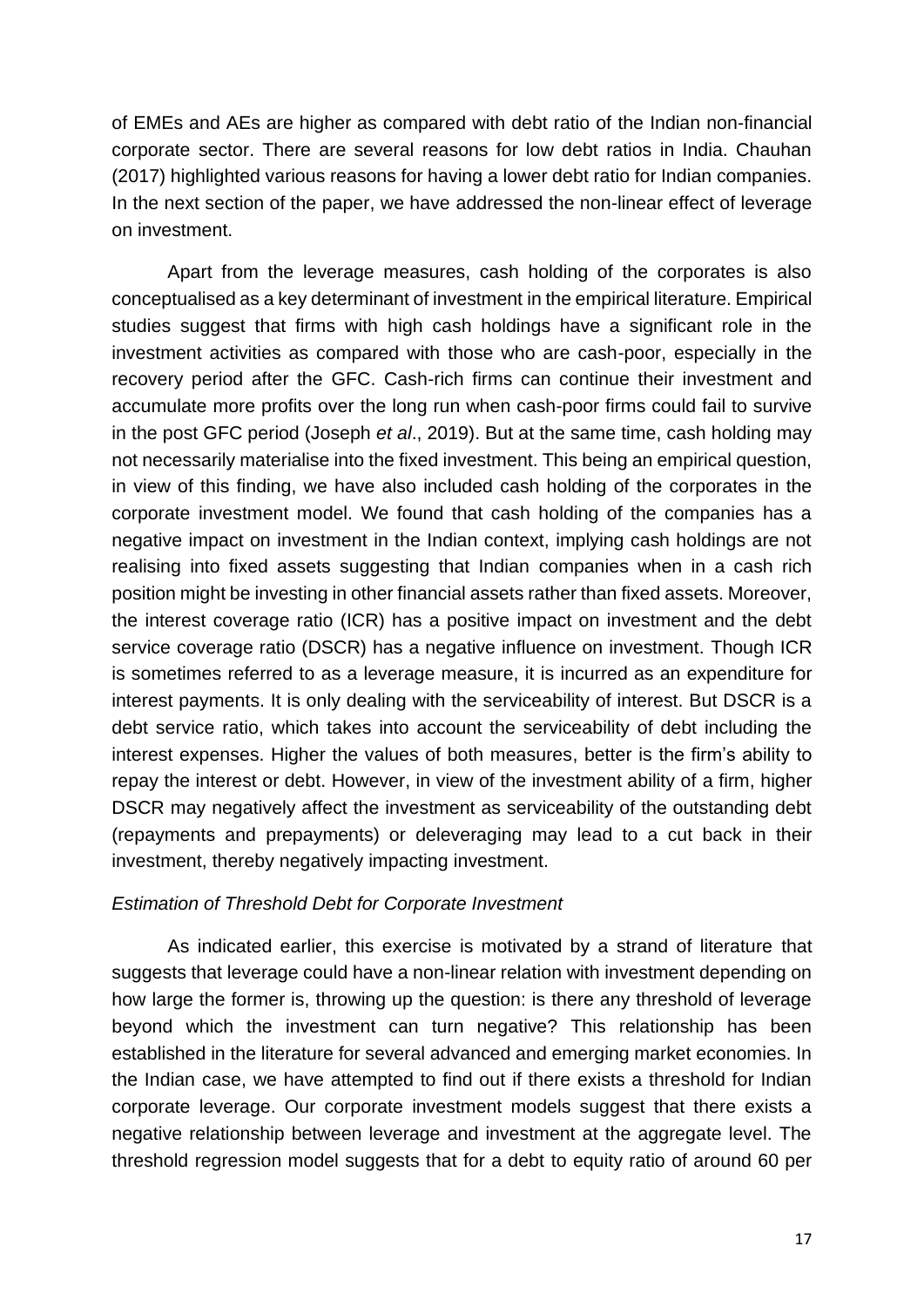of EMEs and AEs are higher as compared with debt ratio of the Indian non-financial corporate sector. There are several reasons for low debt ratios in India. Chauhan (2017) highlighted various reasons for having a lower debt ratio for Indian companies. In the next section of the paper, we have addressed the non-linear effect of leverage on investment.

Apart from the leverage measures, cash holding of the corporates is also conceptualised as a key determinant of investment in the empirical literature. Empirical studies suggest that firms with high cash holdings have a significant role in the investment activities as compared with those who are cash-poor, especially in the recovery period after the GFC. Cash-rich firms can continue their investment and accumulate more profits over the long run when cash-poor firms could fail to survive in the post GFC period (Joseph *et al*., 2019). But at the same time, cash holding may not necessarily materialise into the fixed investment. This being an empirical question, in view of this finding, we have also included cash holding of the corporates in the corporate investment model. We found that cash holding of the companies has a negative impact on investment in the Indian context, implying cash holdings are not realising into fixed assets suggesting that Indian companies when in a cash rich position might be investing in other financial assets rather than fixed assets. Moreover, the interest coverage ratio (ICR) has a positive impact on investment and the debt service coverage ratio (DSCR) has a negative influence on investment. Though ICR is sometimes referred to as a leverage measure, it is incurred as an expenditure for interest payments. It is only dealing with the serviceability of interest. But DSCR is a debt service ratio, which takes into account the serviceability of debt including the interest expenses. Higher the values of both measures, better is the firm's ability to repay the interest or debt. However, in view of the investment ability of a firm, higher DSCR may negatively affect the investment as serviceability of the outstanding debt (repayments and prepayments) or deleveraging may lead to a cut back in their investment, thereby negatively impacting investment.

*Estimation of Threshold Debt for Corporate Investment*

As indicated earlier, this exercise is motivated by a strand of literature that suggests that leverage could have a non-linear relation with investment depending on how large the former is, throwing up the question: is there any threshold of leverage beyond which the investment can turn negative? This relationship has been established in the literature for several advanced and emerging market economies. In the Indian case, we have attempted to find out if there exists a threshold for Indian corporate leverage. Our corporate investment models suggest that there exists a negative relationship between leverage and investment at the aggregate level. The threshold regression model suggests that for a debt to equity ratio of around 60 per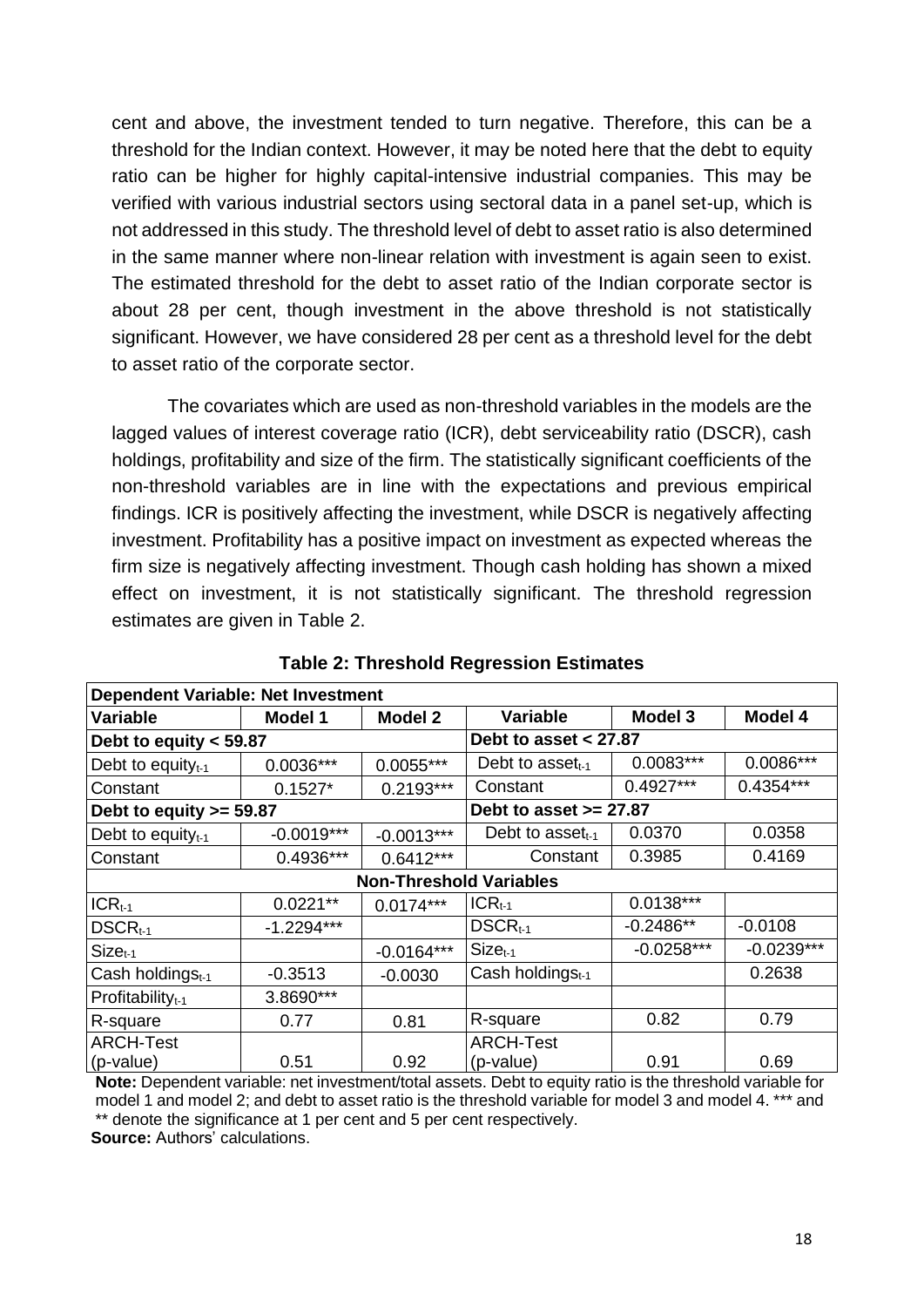cent and above, the investment tended to turn negative. Therefore, this can be a threshold for the Indian context. However, it may be noted here that the debt to equity ratio can be higher for highly capital-intensive industrial companies. This may be verified with various industrial sectors using sectoral data in a panel set-up, which is not addressed in this study. The threshold level of debt to asset ratio is also determined in the same manner where non-linear relation with investment is again seen to exist. The estimated threshold for the debt to asset ratio of the Indian corporate sector is about 28 per cent, though investment in the above threshold is not statistically significant. However, we have considered 28 per cent as a threshold level for the debt to asset ratio of the corporate sector.

The covariates which are used as non-threshold variables in the models are the lagged values of interest coverage ratio (ICR), debt serviceability ratio (DSCR), cash holdings, profitability and size of the firm. The statistically significant coefficients of the non-threshold variables are in line with the expectations and previous empirical findings. ICR is positively affecting the investment, while DSCR is negatively affecting investment. Profitability has a positive impact on investment as expected whereas the firm size is negatively affecting investment. Though cash holding has shown a mixed effect on investment, it is not statistically significant. The threshold regression estimates are given in Table 2.

**Table 2: Threshold Regression Estimates**

| **Dependent Variable: Net Investment** | | | | | |
|---|---|---|---|---|---|
| **Variable** | **Model 1** | **Model 2** | **Variable** | **Model 3** | **Model 4** |
| **Debt to equity < 59.87** | | | **Debt to asset < 27.87** | | |
| Debt to equity$_{t-1}$ | 0.0036*** | 0.0055*** | Debt to asset$_{t-1}$ | 0.0083*** | 0.0086*** |
| Constant | 0.1527* | 0.2193*** | Constant | 0.4927*** | 0.4354*** |
| **Debt to equity >= 59.87** | | | **Debt to asset >= 27.87** | | |
| Debt to equity$_{t-1}$ | -0.0019*** | -0.0013*** | Debt to asset$_{t-1}$ | 0.0370 | 0.0358 |
| Constant | 0.4936*** | 0.6412*** | Constant | 0.3985 | 0.4169 |
| **Non-Threshold Variables** | | | | | |
| ICR$_{t-1}$ | 0.0221** | 0.0174*** | ICR$_{t-1}$ | 0.0138*** | |
| DSCR$_{t-1}$ | -1.2294*** | | DSCR$_{t-1}$ | -0.2486** | -0.0108 |
| Size$_{t-1}$ | | -0.0164*** | Size$_{t-1}$ | -0.0258*** | -0.0239*** |
| Cash holdings$_{t-1}$ | -0.3513 | -0.0030 | Cash holdings$_{t-1}$ | | 0.2638 |
| Profitability$_{t-1}$ | 3.8690*** | | | | |
| R-square | 0.77 | 0.81 | R-square | 0.82 | 0.79 |
| ARCH-Test (p-value) | 0.51 | 0.92 | ARCH-Test (p-value) | 0.91 | 0.69 |

**Note:** Dependent variable: net investment/total assets. Debt to equity ratio is the threshold variable for model 1 and model 2; and debt to asset ratio is the threshold variable for model 3 and model 4. *** and ** denote the significance at 1 per cent and 5 per cent respectively.

**Source:** Authors' calculations.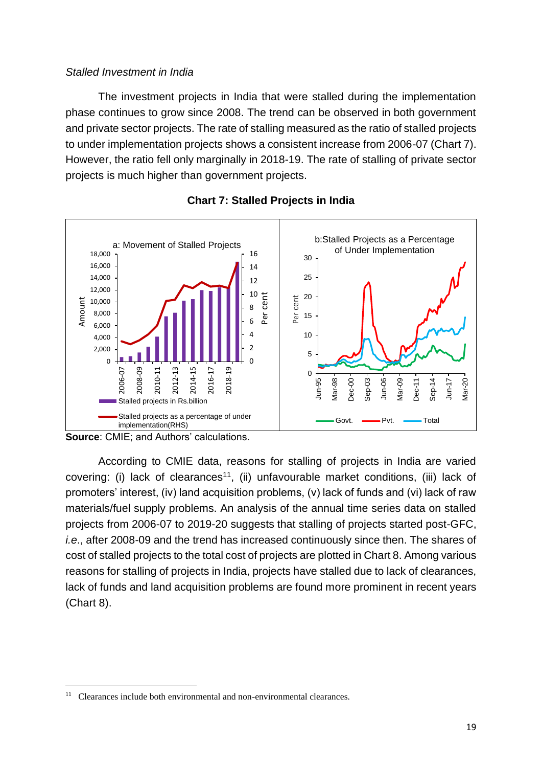*Stalled Investment in India*

The investment projects in India that were stalled during the implementation phase continues to grow since 2008. The trend can be observed in both government and private sector projects. The rate of stalling measured as the ratio of stalled projects to under implementation projects shows a consistent increase from 2006-07 (Chart 7). However, the ratio fell only marginally in 2018-19. The rate of stalling of private sector projects is much higher than government projects.

**Chart 7: Stalled Projects in India**

**Source**: CMIE; and Authors' calculations.

According to CMIE data, reasons for stalling of projects in India are varied covering: (i) lack of clearances[11], (ii) unfavourable market conditions, (iii) lack of promoters' interest, (iv) land acquisition problems, (v) lack of funds and (vi) lack of raw materials/fuel supply problems. An analysis of the annual time series data on stalled projects from 2006-07 to 2019-20 suggests that stalling of projects started post-GFC, *i.e.*, after 2008-09 and the trend has increased continuously since then. The shares of cost of stalled projects to the total cost of projects are plotted in Chart 8. Among various reasons for stalling of projects in India, projects have stalled due to lack of clearances, lack of funds and land acquisition problems are found more prominent in recent years (Chart 8).

[11] Clearances include both environmental and non-environmental clearances.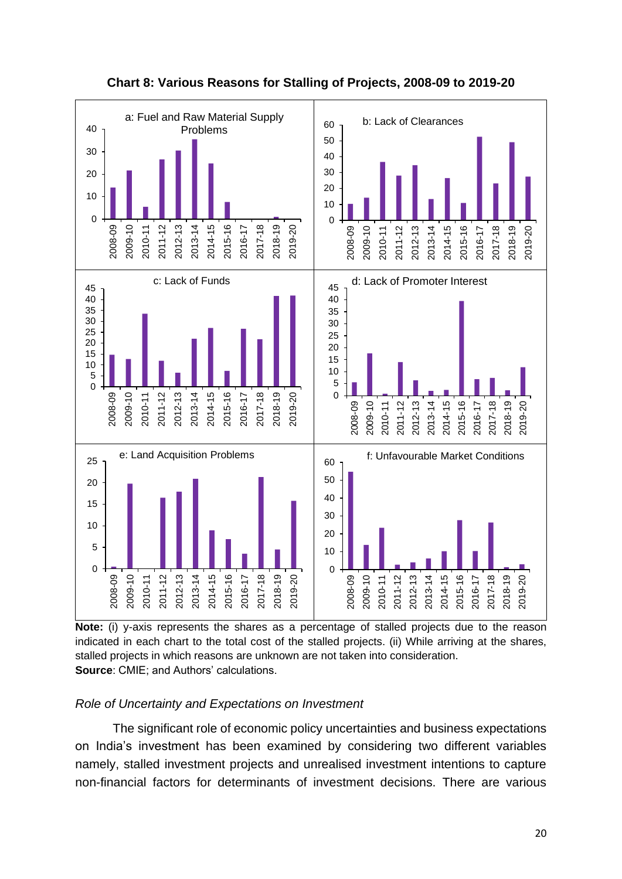**Chart 8: Various Reasons for Stalling of Projects, 2008-09 to 2019-20**

**Note:** (i) y-axis represents the shares as a percentage of stalled projects due to the reason indicated in each chart to the total cost of the stalled projects. (ii) While arriving at the shares, stalled projects in which reasons are unknown are not taken into consideration.
**Source**: CMIE; and Authors' calculations.

*Role of Uncertainty and Expectations on Investment*

The significant role of economic policy uncertainties and business expectations on India's investment has been examined by considering two different variables namely, stalled investment projects and unrealised investment intentions to capture non-financial factors for determinants of investment decisions. There are various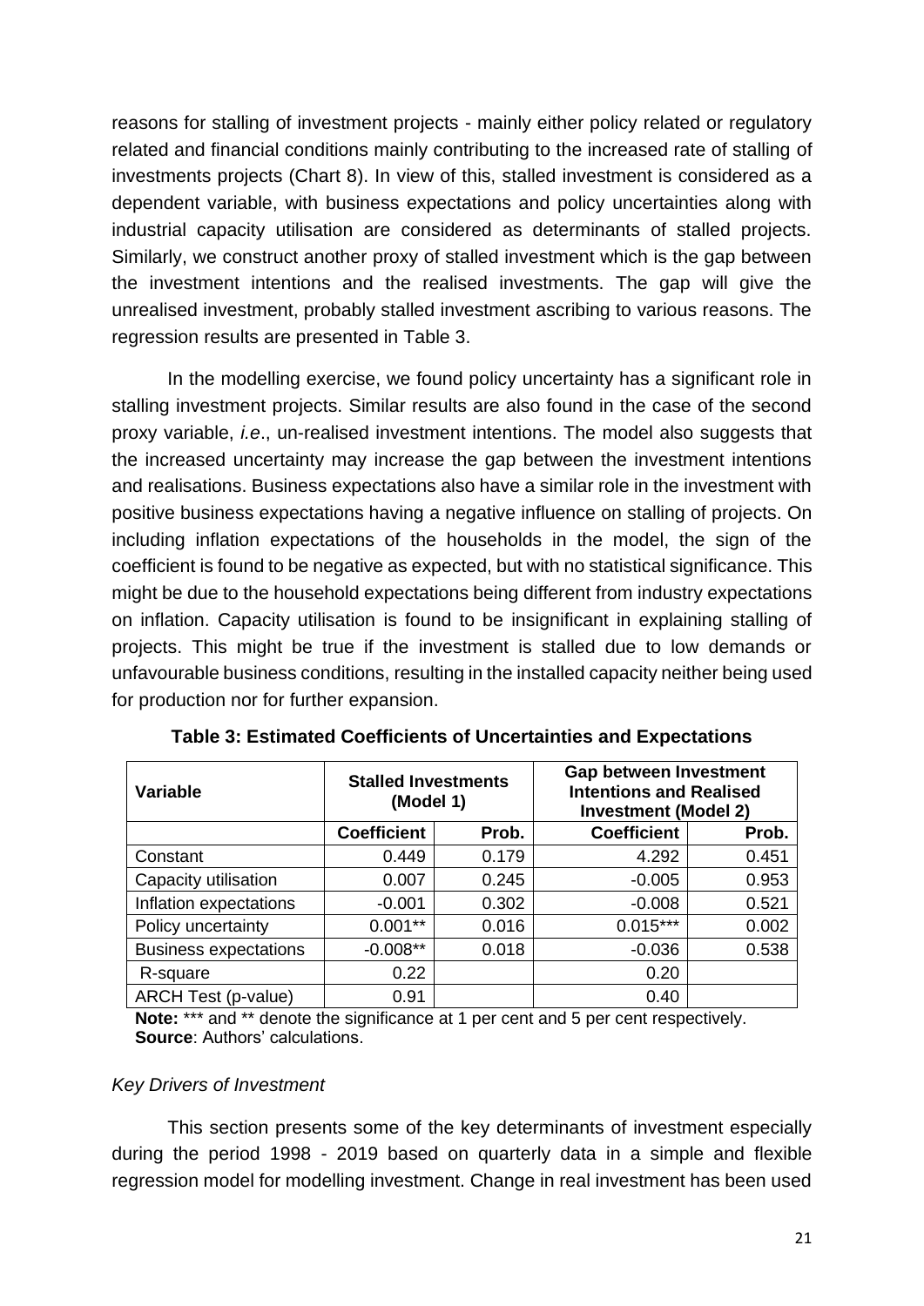reasons for stalling of investment projects - mainly either policy related or regulatory related and financial conditions mainly contributing to the increased rate of stalling of investments projects (Chart 8). In view of this, stalled investment is considered as a dependent variable, with business expectations and policy uncertainties along with industrial capacity utilisation are considered as determinants of stalled projects. Similarly, we construct another proxy of stalled investment which is the gap between the investment intentions and the realised investments. The gap will give the unrealised investment, probably stalled investment ascribing to various reasons. The regression results are presented in Table 3.

In the modelling exercise, we found policy uncertainty has a significant role in stalling investment projects. Similar results are also found in the case of the second proxy variable, *i.e*., un-realised investment intentions. The model also suggests that the increased uncertainty may increase the gap between the investment intentions and realisations. Business expectations also have a similar role in the investment with positive business expectations having a negative influence on stalling of projects. On including inflation expectations of the households in the model, the sign of the coefficient is found to be negative as expected, but with no statistical significance. This might be due to the household expectations being different from industry expectations on inflation. Capacity utilisation is found to be insignificant in explaining stalling of projects. This might be true if the investment is stalled due to low demands or unfavourable business conditions, resulting in the installed capacity neither being used for production nor for further expansion.

**Table 3: Estimated Coefficients of Uncertainties and Expectations**

| Variable | Stalled Investments (Model 1) | | Gap between Investment Intentions and Realised Investment (Model 2) | |
|---|---|---|---|---|
| | Coefficient | Prob. | Coefficient | Prob. |
| Constant | 0.449 | 0.179 | 4.292 | 0.451 |
| Capacity utilisation | 0.007 | 0.245 | -0.005 | 0.953 |
| Inflation expectations | -0.001 | 0.302 | -0.008 | 0.521 |
| Policy uncertainty | 0.001** | 0.016 | 0.015*** | 0.002 |
| Business expectations | -0.008** | 0.018 | -0.036 | 0.538 |
| R-square | 0.22 | | 0.20 | |
| ARCH Test (p-value) | 0.91 | | 0.40 | |

**Note:** *** and ** denote the significance at 1 per cent and 5 per cent respectively.
**Source**: Authors' calculations.

*Key Drivers of Investment*

This section presents some of the key determinants of investment especially during the period 1998 - 2019 based on quarterly data in a simple and flexible regression model for modelling investment. Change in real investment has been used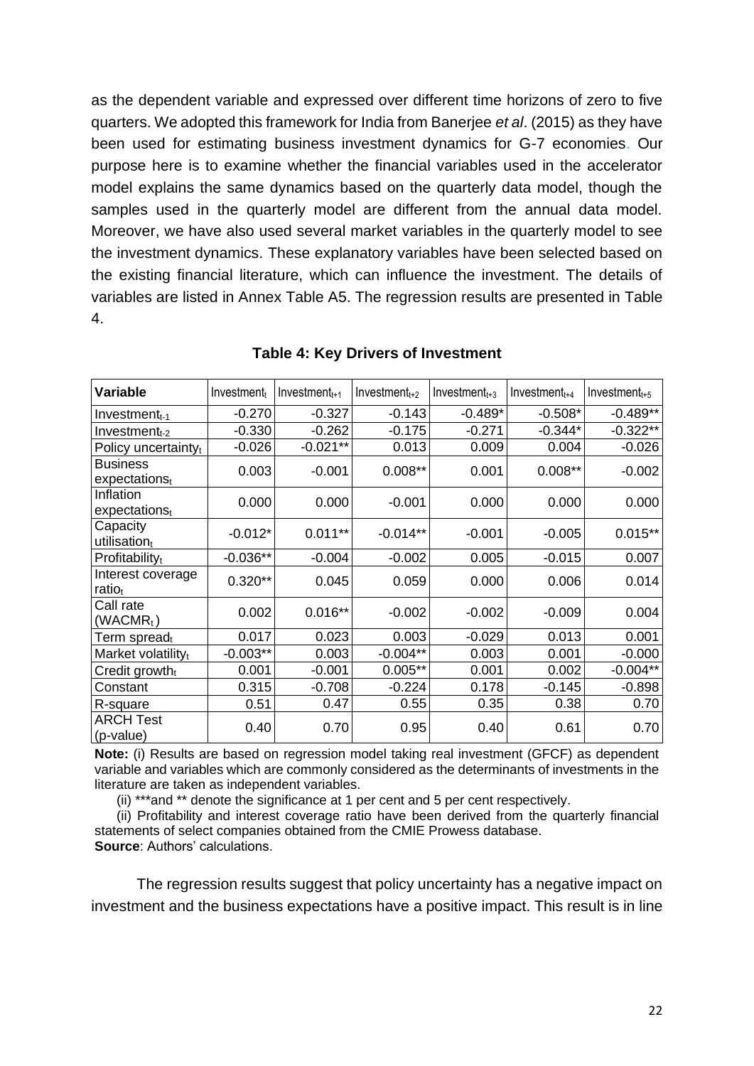as the dependent variable and expressed over different time horizons of zero to five quarters. We adopted this framework for India from Banerjee *et al*. (2015) as they have been used for estimating business investment dynamics for G-7 economies. Our purpose here is to examine whether the financial variables used in the accelerator model explains the same dynamics based on the quarterly data model, though the samples used in the quarterly model are different from the annual data model. Moreover, we have also used several market variables in the quarterly model to see the investment dynamics. These explanatory variables have been selected based on the existing financial literature, which can influence the investment. The details of variables are listed in Annex Table A5. The regression results are presented in Table 4.

**Table 4: Key Drivers of Investment**

| Variable | $Investment_t$ | $Investment_{t+1}$ | $Investment_{t+2}$ | $Investment_{t+3}$ | $Investment_{t+4}$ | $Investment_{t+5}$ |
|---|---|---|---|---|---|---|
| $Investment_{t-1}$ | -0.270 | -0.327 | -0.143 | -0.489* | -0.508* | -0.489** |
| $Investment_{t-2}$ | -0.330 | -0.262 | -0.175 | -0.271 | -0.344* | -0.322** |
| Policy $uncertainty_t$ | -0.026 | -0.021** | 0.013 | 0.009 | 0.004 | -0.026 |
| Business $expectations_t$ | 0.003 | -0.001 | 0.008** | 0.001 | 0.008** | -0.002 |
| Inflation $expectations_t$ | 0.000 | 0.000 | -0.001 | 0.000 | 0.000 | 0.000 |
| Capacity $utilisation_t$ | -0.012* | 0.011** | -0.014** | -0.001 | -0.005 | 0.015** |
| $Profitability_t$ | -0.036** | -0.004 | -0.002 | 0.005 | -0.015 | 0.007 |
| Interest coverage $ratio_t$ | 0.320** | 0.045 | 0.059 | 0.000 | 0.006 | 0.014 |
| Call rate ($WACMR_t$) | 0.002 | 0.016** | -0.002 | -0.002 | -0.009 | 0.004 |
| Term $spread_t$ | 0.017 | 0.023 | 0.003 | -0.029 | 0.013 | 0.001 |
| Market $volatility_t$ | -0.003** | 0.003 | -0.004** | 0.003 | 0.001 | -0.000 |
| Credit $growth_t$ | 0.001 | -0.001 | 0.005** | 0.001 | 0.002 | -0.004** |
| Constant | 0.315 | -0.708 | -0.224 | 0.178 | -0.145 | -0.898 |
| R-square | 0.51 | 0.47 | 0.55 | 0.35 | 0.38 | 0.70 |
| ARCH Test (p-value) | 0.40 | 0.70 | 0.95 | 0.40 | 0.61 | 0.70 |

**Note:** (i) Results are based on regression model taking real investment (GFCF) as dependent variable and variables which are commonly considered as the determinants of investments in the literature are taken as independent variables.

(ii) ***and ** denote the significance at 1 per cent and 5 per cent respectively.

(ii) Profitability and interest coverage ratio have been derived from the quarterly financial statements of select companies obtained from the CMIE Prowess database.

**Source**: Authors' calculations.

The regression results suggest that policy uncertainty has a negative impact on investment and the business expectations have a positive impact. This result is in line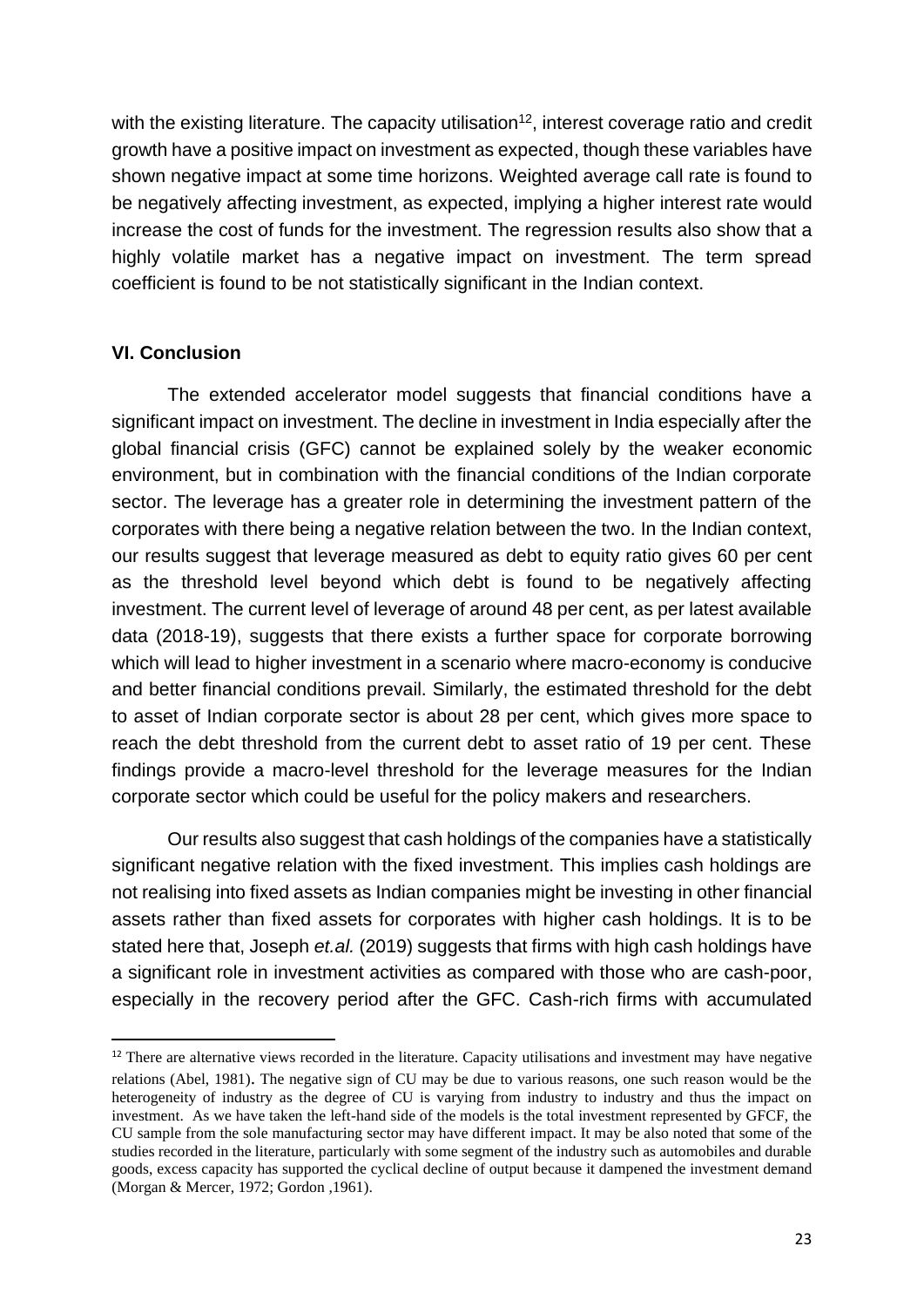with the existing literature. The capacity utilisation[12], interest coverage ratio and credit growth have a positive impact on investment as expected, though these variables have shown negative impact at some time horizons. Weighted average call rate is found to be negatively affecting investment, as expected, implying a higher interest rate would increase the cost of funds for the investment. The regression results also show that a highly volatile market has a negative impact on investment. The term spread coefficient is found to be not statistically significant in the Indian context.

### VI. Conclusion

The extended accelerator model suggests that financial conditions have a significant impact on investment. The decline in investment in India especially after the global financial crisis (GFC) cannot be explained solely by the weaker economic environment, but in combination with the financial conditions of the Indian corporate sector. The leverage has a greater role in determining the investment pattern of the corporates with there being a negative relation between the two. In the Indian context, our results suggest that leverage measured as debt to equity ratio gives 60 per cent as the threshold level beyond which debt is found to be negatively affecting investment. The current level of leverage of around 48 per cent, as per latest available data (2018-19), suggests that there exists a further space for corporate borrowing which will lead to higher investment in a scenario where macro-economy is conducive and better financial conditions prevail. Similarly, the estimated threshold for the debt to asset of Indian corporate sector is about 28 per cent, which gives more space to reach the debt threshold from the current debt to asset ratio of 19 per cent. These findings provide a macro-level threshold for the leverage measures for the Indian corporate sector which could be useful for the policy makers and researchers.

Our results also suggest that cash holdings of the companies have a statistically significant negative relation with the fixed investment. This implies cash holdings are not realising into fixed assets as Indian companies might be investing in other financial assets rather than fixed assets for corporates with higher cash holdings. It is to be stated here that, Joseph *et.al.* (2019) suggests that firms with high cash holdings have a significant role in investment activities as compared with those who are cash-poor, especially in the recovery period after the GFC. Cash-rich firms with accumulated

[12] There are alternative views recorded in the literature. Capacity utilisations and investment may have negative relations (Abel, 1981). The negative sign of CU may be due to various reasons, one such reason would be the heterogeneity of industry as the degree of CU is varying from industry to industry and thus the impact on investment. As we have taken the left-hand side of the models is the total investment represented by GFCF, the CU sample from the sole manufacturing sector may have different impact. It may be also noted that some of the studies recorded in the literature, particularly with some segment of the industry such as automobiles and durable goods, excess capacity has supported the cyclical decline of output because it dampened the investment demand (Morgan & Mercer, 1972; Gordon ,1961).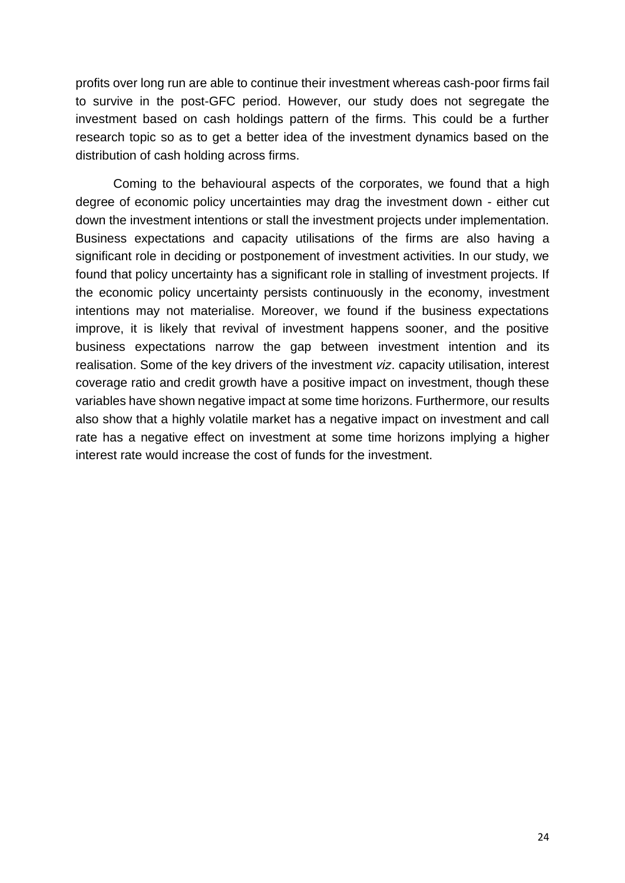profits over long run are able to continue their investment whereas cash-poor firms fail to survive in the post-GFC period. However, our study does not segregate the investment based on cash holdings pattern of the firms. This could be a further research topic so as to get a better idea of the investment dynamics based on the distribution of cash holding across firms.

Coming to the behavioural aspects of the corporates, we found that a high degree of economic policy uncertainties may drag the investment down - either cut down the investment intentions or stall the investment projects under implementation. Business expectations and capacity utilisations of the firms are also having a significant role in deciding or postponement of investment activities. In our study, we found that policy uncertainty has a significant role in stalling of investment projects. If the economic policy uncertainty persists continuously in the economy, investment intentions may not materialise. Moreover, we found if the business expectations improve, it is likely that revival of investment happens sooner, and the positive business expectations narrow the gap between investment intention and its realisation. Some of the key drivers of the investment *viz*. capacity utilisation, interest coverage ratio and credit growth have a positive impact on investment, though these variables have shown negative impact at some time horizons. Furthermore, our results also show that a highly volatile market has a negative impact on investment and call rate has a negative effect on investment at some time horizons implying a higher interest rate would increase the cost of funds for the investment.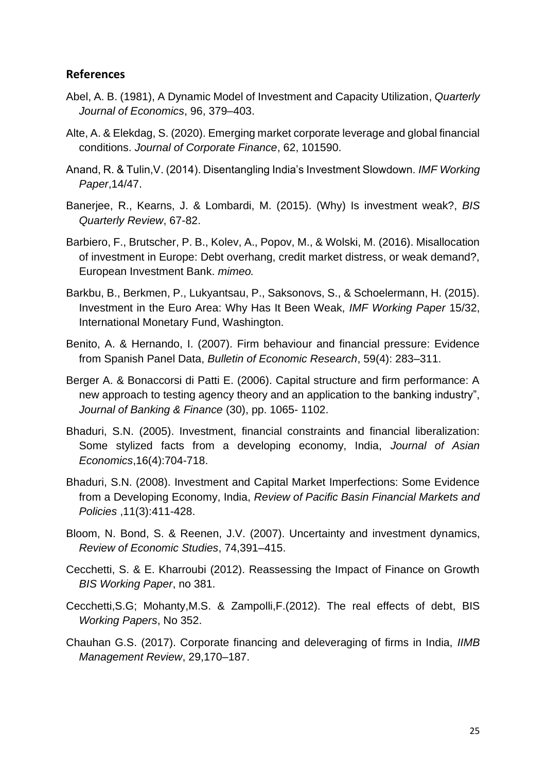## References

Abel, A. B. (1981), A Dynamic Model of Investment and Capacity Utilization, *Quarterly Journal of Economics*, 96, 379–403.

Alte, A. & Elekdag, S. (2020). Emerging market corporate leverage and global financial conditions. *Journal of Corporate Finance*, 62, 101590.

Anand, R. & Tulin,V. (2014). Disentangling India's Investment Slowdown. *IMF Working Paper*,14/47.

Banerjee, R., Kearns, J. & Lombardi, M. (2015). (Why) Is investment weak?, *BIS Quarterly Review*, 67-82.

Barbiero, F., Brutscher, P. B., Kolev, A., Popov, M., & Wolski, M. (2016). Misallocation of investment in Europe: Debt overhang, credit market distress, or weak demand?, European Investment Bank. *mimeo.*

Barkbu, B., Berkmen, P., Lukyantsau, P., Saksonovs, S., & Schoelermann, H. (2015). Investment in the Euro Area: Why Has It Been Weak, *IMF Working Paper* 15/32, International Monetary Fund, Washington.

Benito, A. & Hernando, I. (2007). Firm behaviour and financial pressure: Evidence from Spanish Panel Data, *Bulletin of Economic Research*, 59(4): 283–311.

Berger A. & Bonaccorsi di Patti E. (2006). Capital structure and firm performance: A new approach to testing agency theory and an application to the banking industry", *Journal of Banking & Finance* (30), pp. 1065- 1102.

Bhaduri, S.N. (2005). Investment, financial constraints and financial liberalization: Some stylized facts from a developing economy, India, *Journal of Asian Economics*,16(4):704-718.

Bhaduri, S.N. (2008). Investment and Capital Market Imperfections: Some Evidence from a Developing Economy, India, *Review of Pacific Basin Financial Markets and Policies* ,11(3):411-428.

Bloom, N. Bond, S. & Reenen, J.V. (2007). Uncertainty and investment dynamics, *Review of Economic Studies*, 74,391–415.

Cecchetti, S. & E. Kharroubi (2012). Reassessing the Impact of Finance on Growth *BIS Working Paper*, no 381.

Cecchetti,S.G; Mohanty,M.S. & Zampolli,F.(2012). The real effects of debt, BIS *Working Papers*, No 352.

Chauhan G.S. (2017). Corporate financing and deleveraging of firms in India, *IIMB Management Review*, 29,170–187.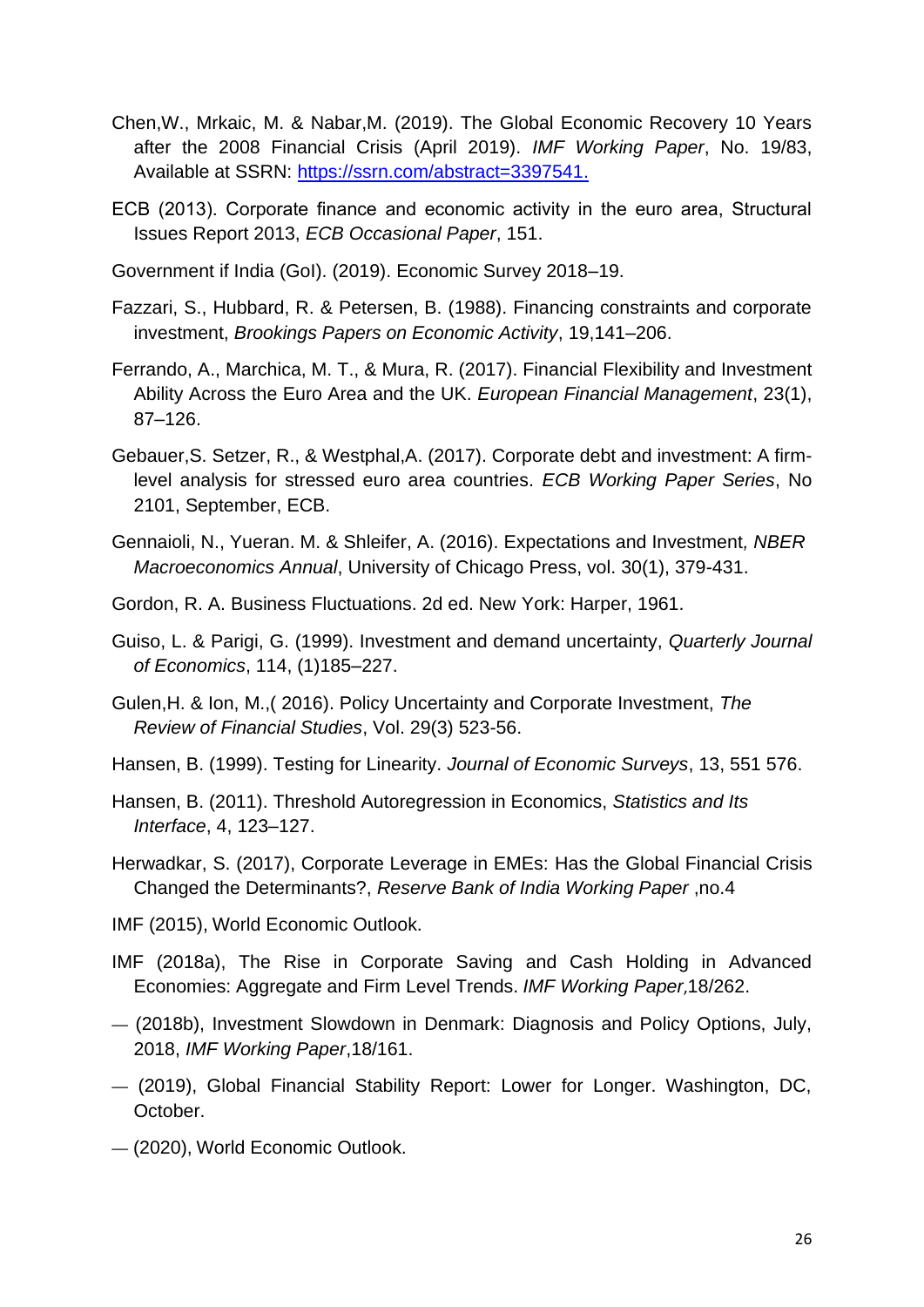Chen,W., Mrkaic, M. & Nabar,M. (2019). The Global Economic Recovery 10 Years after the 2008 Financial Crisis (April 2019). *IMF Working Paper*, No. 19/83, Available at SSRN: https://ssrn.com/abstract=3397541.

ECB (2013). Corporate finance and economic activity in the euro area, Structural Issues Report 2013, *ECB Occasional Paper*, 151.

Government if India (GoI). (2019). Economic Survey 2018–19.

Fazzari, S., Hubbard, R. & Petersen, B. (1988). Financing constraints and corporate investment, *Brookings Papers on Economic Activity*, 19,141–206.

Ferrando, A., Marchica, M. T., & Mura, R. (2017). Financial Flexibility and Investment Ability Across the Euro Area and the UK. *European Financial Management*, 23(1), 87–126.

Gebauer,S. Setzer, R., & Westphal,A. (2017). Corporate debt and investment: A firm-level analysis for stressed euro area countries. *ECB Working Paper Series*, No 2101, September, ECB.

Gennaioli, N., Yueran. M. & Shleifer, A. (2016). Expectations and Investment*, NBER Macroeconomics Annual*, University of Chicago Press, vol. 30(1), 379-431.

Gordon, R. A. Business Fluctuations. 2d ed. New York: Harper, 1961.

Guiso, L. & Parigi, G. (1999). Investment and demand uncertainty, *Quarterly Journal of Economics*, 114, (1)185–227.

Gulen,H. & Ion, M.,( 2016). Policy Uncertainty and Corporate Investment, *The Review of Financial Studies*, Vol. 29(3) 523-56.

Hansen, B. (1999). Testing for Linearity. *Journal of Economic Surveys*, 13, 551 576.

Hansen, B. (2011). Threshold Autoregression in Economics, *Statistics and Its Interface*, 4, 123–127.

Herwadkar, S. (2017), Corporate Leverage in EMEs: Has the Global Financial Crisis Changed the Determinants?, *Reserve Bank of India Working Paper* ,no.4

IMF (2015), World Economic Outlook.

IMF (2018a), The Rise in Corporate Saving and Cash Holding in Advanced Economies: Aggregate and Firm Level Trends. *IMF Working Paper,*18/262.

— (2018b), Investment Slowdown in Denmark: Diagnosis and Policy Options, July, 2018, *IMF Working Paper*,18/161.

— (2019), Global Financial Stability Report: Lower for Longer. Washington, DC, October.

— (2020), World Economic Outlook.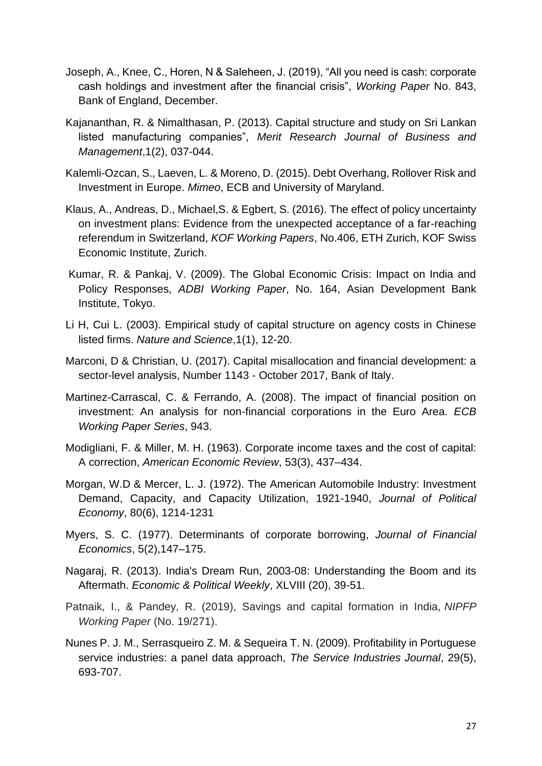Joseph, A., Knee, C., Horen, N & Saleheen, J. (2019), “All you need is cash: corporate cash holdings and investment after the financial crisis”, *Working Paper* No. 843, Bank of England, December.

Kajananthan, R. & Nimalthasan, P. (2013). Capital structure and study on Sri Lankan listed manufacturing companies”, *Merit Research Journal of Business and Management*,1(2), 037-044.

Kalemli-Ozcan, S., Laeven, L. & Moreno, D. (2015). Debt Overhang, Rollover Risk and Investment in Europe. *Mimeo*, ECB and University of Maryland.

Klaus, A., Andreas, D., Michael,S. & Egbert, S. (2016). The effect of policy uncertainty on investment plans: Evidence from the unexpected acceptance of a far-reaching referendum in Switzerland, *KOF Working Papers*, No.406, ETH Zurich, KOF Swiss Economic Institute, Zurich.

Kumar, R. & Pankaj, V. (2009). The Global Economic Crisis: Impact on India and Policy Responses, *ADBI Working Paper*, No. 164, Asian Development Bank Institute, Tokyo.

Li H, Cui L. (2003). Empirical study of capital structure on agency costs in Chinese listed firms. *Nature and Science*,1(1), 12-20.

Marconi, D & Christian, U. (2017). Capital misallocation and financial development: a sector-level analysis, Number 1143 - October 2017, Bank of Italy.

Martinez-Carrascal, C. & Ferrando, A. (2008). The impact of financial position on investment: An analysis for non-financial corporations in the Euro Area. *ECB Working Paper Series*, 943.

Modigliani, F. & Miller, M. H. (1963). Corporate income taxes and the cost of capital: A correction, *American Economic Review*, 53(3), 437–434.

Morgan, W.D & Mercer, L. J. (1972). The American Automobile Industry: Investment Demand, Capacity, and Capacity Utilization, 1921-1940, *Journal of Political Economy*, 80(6), 1214-1231

Myers, S. C. (1977). Determinants of corporate borrowing, *Journal of Financial Economics*, 5(2),147–175.

Nagaraj, R. (2013). India's Dream Run, 2003-08: Understanding the Boom and its Aftermath. *Economic & Political Weekly*, XLVIII (20), 39-51.

Patnaik, I., & Pandey, R. (2019), Savings and capital formation in India, *NIPFP Working Paper* (No. 19/271).

Nunes P. J. M., Serrasqueiro Z. M. & Sequeira T. N. (2009). Profitability in Portuguese service industries: a panel data approach, *The Service Industries Journal*, 29(5), 693-707.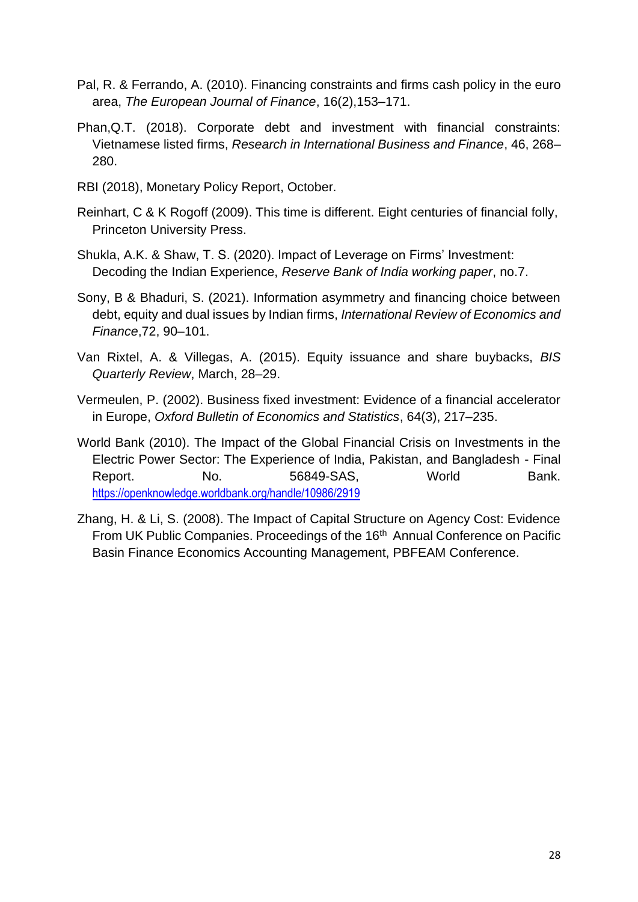Pal, R. & Ferrando, A. (2010). Financing constraints and firms cash policy in the euro area, *The European Journal of Finance*, 16(2),153–171.

Phan,Q.T. (2018). Corporate debt and investment with financial constraints: Vietnamese listed firms, *Research in International Business and Finance*, 46, 268–280.

RBI (2018), Monetary Policy Report, October.

Reinhart, C & K Rogoff (2009). This time is different. Eight centuries of financial folly, Princeton University Press.

Shukla, A.K. & Shaw, T. S. (2020). Impact of Leverage on Firms' Investment: Decoding the Indian Experience, *Reserve Bank of India working paper*, no.7.

Sony, B & Bhaduri, S. (2021). Information asymmetry and financing choice between debt, equity and dual issues by Indian firms, *International Review of Economics and Finance*,72, 90–101.

Van Rixtel, A. & Villegas, A. (2015). Equity issuance and share buybacks, *BIS Quarterly Review*, March, 28–29.

Vermeulen, P. (2002). Business fixed investment: Evidence of a financial accelerator in Europe, *Oxford Bulletin of Economics and Statistics*, 64(3), 217–235.

World Bank (2010). The Impact of the Global Financial Crisis on Investments in the Electric Power Sector: The Experience of India, Pakistan, and Bangladesh - Final Report. No. 56849-SAS, World Bank. https://openknowledge.worldbank.org/handle/10986/2919

Zhang, H. & Li, S. (2008). The Impact of Capital Structure on Agency Cost: Evidence From UK Public Companies. Proceedings of the 16th Annual Conference on Pacific Basin Finance Economics Accounting Management, PBFEAM Conference.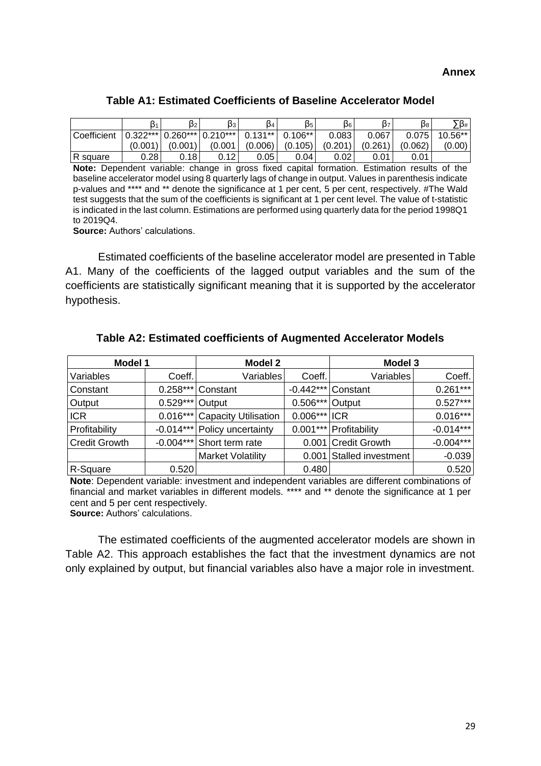## Annex

**Table A1: Estimated Coefficients of Baseline Accelerator Model**

| | $\beta_1$ | $\beta_2$ | $\beta_3$ | $\beta_4$ | $\beta_5$ | $\beta_6$ | $\beta_7$ | $\beta_8$ | $\sum\beta_{\#}$ |
|---|---|---|---|---|---|---|---|---|---|
| Coefficient | 0.322*** | 0.260*** | 0.210*** | 0.131** | 0.106** | 0.083 | 0.067 | 0.075 | 10.56** |
| | (0.001) | (0.001) | (0.001 | (0.006) | (0.105) | (0.201) | (0.261) | (0.062) | (0.00) |
| R square | 0.28 | 0.18 | 0.12 | 0.05 | 0.04 | 0.02 | 0.01 | 0.01 | |

**Note:** Dependent variable: change in gross fixed capital formation. Estimation results of the baseline accelerator model using 8 quarterly lags of change in output. Values in parenthesis indicate p-values and **** and ** denote the significance at 1 per cent, 5 per cent, respectively. #The Wald test suggests that the sum of the coefficients is significant at 1 per cent level. The value of t-statistic is indicated in the last column. Estimations are performed using quarterly data for the period 1998Q1 to 2019Q4.

**Source:** Authors' calculations.

Estimated coefficients of the baseline accelerator model are presented in Table A1. Many of the coefficients of the lagged output variables and the sum of the coefficients are statistically significant meaning that it is supported by the accelerator hypothesis.

**Table A2: Estimated coefficients of Augmented Accelerator Models**

| Model 1 | | Model 2 | | Model 3 | |
|---|---|---|---|---|---|
| Variables | Coeff. | Variables | Coeff. | Variables | Coeff. |
| Constant | 0.258*** | Constant | -0.442*** | Constant | 0.261*** |
| Output | 0.529*** | Output | 0.506*** | Output | 0.527*** |
| ICR | 0.016*** | Capacity Utilisation | 0.006*** | ICR | 0.016*** |
| Profitability | -0.014*** | Policy uncertainty | 0.001*** | Profitability | -0.014*** |
| Credit Growth | -0.004*** | Short term rate | 0.001 | Credit Growth | -0.004*** |
| | | Market Volatility | 0.001 | Stalled investment | -0.039 |
| R-Square | 0.520 | | 0.480 | | 0.520 |

**Note**: Dependent variable: investment and independent variables are different combinations of financial and market variables in different models. **** and ** denote the significance at 1 per cent and 5 per cent respectively.

**Source:** Authors' calculations.

The estimated coefficients of the augmented accelerator models are shown in Table A2. This approach establishes the fact that the investment dynamics are not only explained by output, but financial variables also have a major role in investment.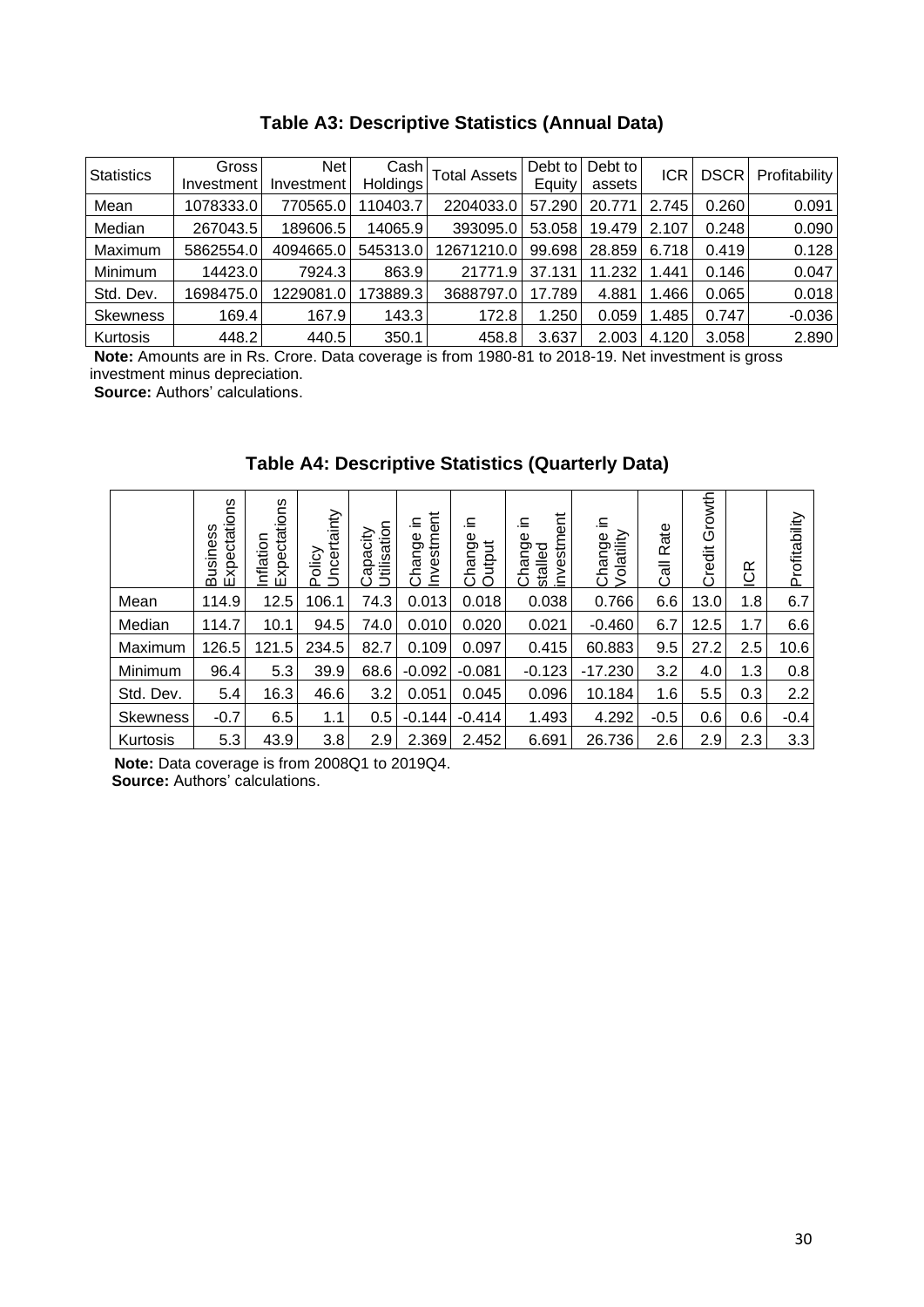## Table A3: Descriptive Statistics (Annual Data)

| Statistics | Gross Investment | Net Investment | Cash Holdings | Total Assets | Debt to Equity | Debt to assets | ICR | DSCR | Profitability |
|---|---|---|---|---|---|---|---|---|---|
| Mean | 1078333.0 | 770565.0 | 110403.7 | 2204033.0 | 57.290 | 20.771 | 2.745 | 0.260 | 0.091 |
| Median | 267043.5 | 189606.5 | 14065.9 | 393095.0 | 53.058 | 19.479 | 2.107 | 0.248 | 0.090 |
| Maximum | 5862554.0 | 4094665.0 | 545313.0 | 12671210.0 | 99.698 | 28.859 | 6.718 | 0.419 | 0.128 |
| Minimum | 14423.0 | 7924.3 | 863.9 | 21771.9 | 37.131 | 11.232 | 1.441 | 0.146 | 0.047 |
| Std. Dev. | 1698475.0 | 1229081.0 | 173889.3 | 3688797.0 | 17.789 | 4.881 | 1.466 | 0.065 | 0.018 |
| Skewness | 169.4 | 167.9 | 143.3 | 172.8 | 1.250 | 0.059 | 1.485 | 0.747 | -0.036 |
| Kurtosis | 448.2 | 440.5 | 350.1 | 458.8 | 3.637 | 2.003 | 4.120 | 3.058 | 2.890 |

**Note:** Amounts are in Rs. Crore. Data coverage is from 1980-81 to 2018-19. Net investment is gross investment minus depreciation.

**Source:** Authors' calculations.

## Table A4: Descriptive Statistics (Quarterly Data)

| | Business Expectations | Inflation Expectations | Policy Uncertainty | Capacity Utilisation | Change in Investment | Change in Output | Change in stalled investment | Change in Volatility | Call Rate | Credit Growth | ICR | Profitability |
|---|---|---|---|---|---|---|---|---|---|---|---|---|
| Mean | 114.9 | 12.5 | 106.1 | 74.3 | 0.013 | 0.018 | 0.038 | 0.766 | 6.6 | 13.0 | 1.8 | 6.7 |
| Median | 114.7 | 10.1 | 94.5 | 74.0 | 0.010 | 0.020 | 0.021 | -0.460 | 6.7 | 12.5 | 1.7 | 6.6 |
| Maximum | 126.5 | 121.5 | 234.5 | 82.7 | 0.109 | 0.097 | 0.415 | 60.883 | 9.5 | 27.2 | 2.5 | 10.6 |
| Minimum | 96.4 | 5.3 | 39.9 | 68.6 | -0.092 | -0.081 | -0.123 | -17.230 | 3.2 | 4.0 | 1.3 | 0.8 |
| Std. Dev. | 5.4 | 16.3 | 46.6 | 3.2 | 0.051 | 0.045 | 0.096 | 10.184 | 1.6 | 5.5 | 0.3 | 2.2 |
| Skewness | -0.7 | 6.5 | 1.1 | 0.5 | -0.144 | -0.414 | 1.493 | 4.292 | -0.5 | 0.6 | 0.6 | -0.4 |
| Kurtosis | 5.3 | 43.9 | 3.8 | 2.9 | 2.369 | 2.452 | 6.691 | 26.736 | 2.6 | 2.9 | 2.3 | 3.3 |

**Note:** Data coverage is from 2008Q1 to 2019Q4.

**Source:** Authors' calculations.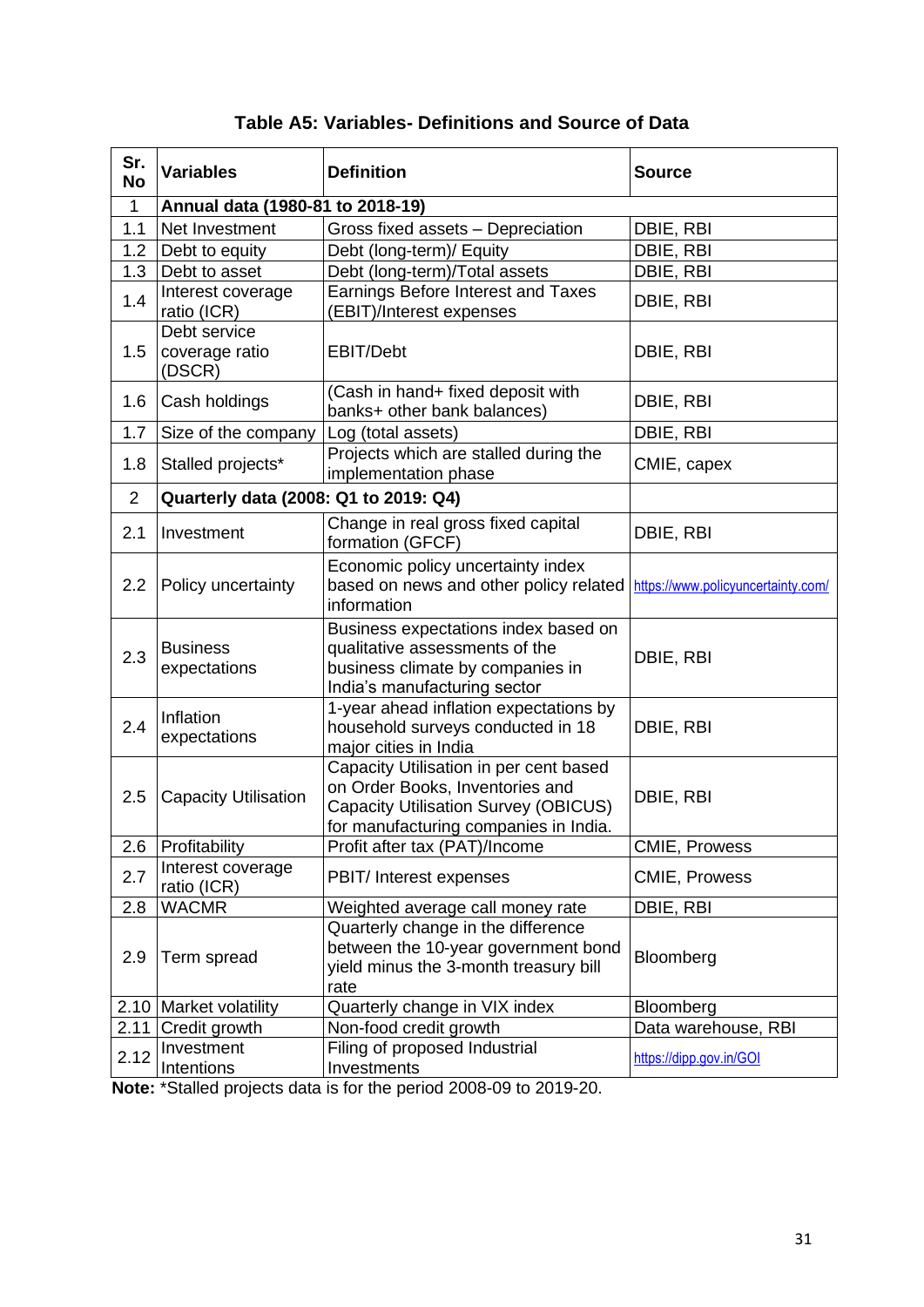### Table A5: Variables- Definitions and Source of Data

| Sr. No | Variables | Definition | Source |
|---|---|---|---|
| 1 | **Annual data (1980-81 to 2018-19)** | | |
| 1.1 | Net Investment | Gross fixed assets – Depreciation | DBIE, RBI |
| 1.2 | Debt to equity | Debt (long-term)/ Equity | DBIE, RBI |
| 1.3 | Debt to asset | Debt (long-term)/Total assets | DBIE, RBI |
| 1.4 | Interest coverage ratio (ICR) | Earnings Before Interest and Taxes (EBIT)/Interest expenses | DBIE, RBI |
| 1.5 | Debt service coverage ratio (DSCR) | EBIT/Debt | DBIE, RBI |
| 1.6 | Cash holdings | (Cash in hand+ fixed deposit with banks+ other bank balances) | DBIE, RBI |
| 1.7 | Size of the company | Log (total assets) | DBIE, RBI |
| 1.8 | Stalled projects* | Projects which are stalled during the implementation phase | CMIE, capex |
| 2 | **Quarterly data (2008: Q1 to 2019: Q4)** | | |
| 2.1 | Investment | Change in real gross fixed capital formation (GFCF) | DBIE, RBI |
| 2.2 | Policy uncertainty | Economic policy uncertainty index based on news and other policy related information | https://www.policyuncertainty.com/ |
| 2.3 | Business expectations | Business expectations index based on qualitative assessments of the business climate by companies in India's manufacturing sector | DBIE, RBI |
| 2.4 | Inflation expectations | 1-year ahead inflation expectations by household surveys conducted in 18 major cities in India | DBIE, RBI |
| 2.5 | Capacity Utilisation | Capacity Utilisation in per cent based on Order Books, Inventories and Capacity Utilisation Survey (OBICUS) for manufacturing companies in India. | DBIE, RBI |
| 2.6 | Profitability | Profit after tax (PAT)/Income | CMIE, Prowess |
| 2.7 | Interest coverage ratio (ICR) | PBIT/ Interest expenses | CMIE, Prowess |
| 2.8 | WACMR | Weighted average call money rate | DBIE, RBI |
| 2.9 | Term spread | Quarterly change in the difference between the 10-year government bond yield minus the 3-month treasury bill rate | Bloomberg |
| 2.10 | Market volatility | Quarterly change in VIX index | Bloomberg |
| 2.11 | Credit growth | Non-food credit growth | Data warehouse, RBI |
| 2.12 | Investment Intentions | Filing of proposed Industrial Investments | https://dipp.gov.in/GOI |

**Note:** *Stalled projects data is for the period 2008-09 to 2019-20.